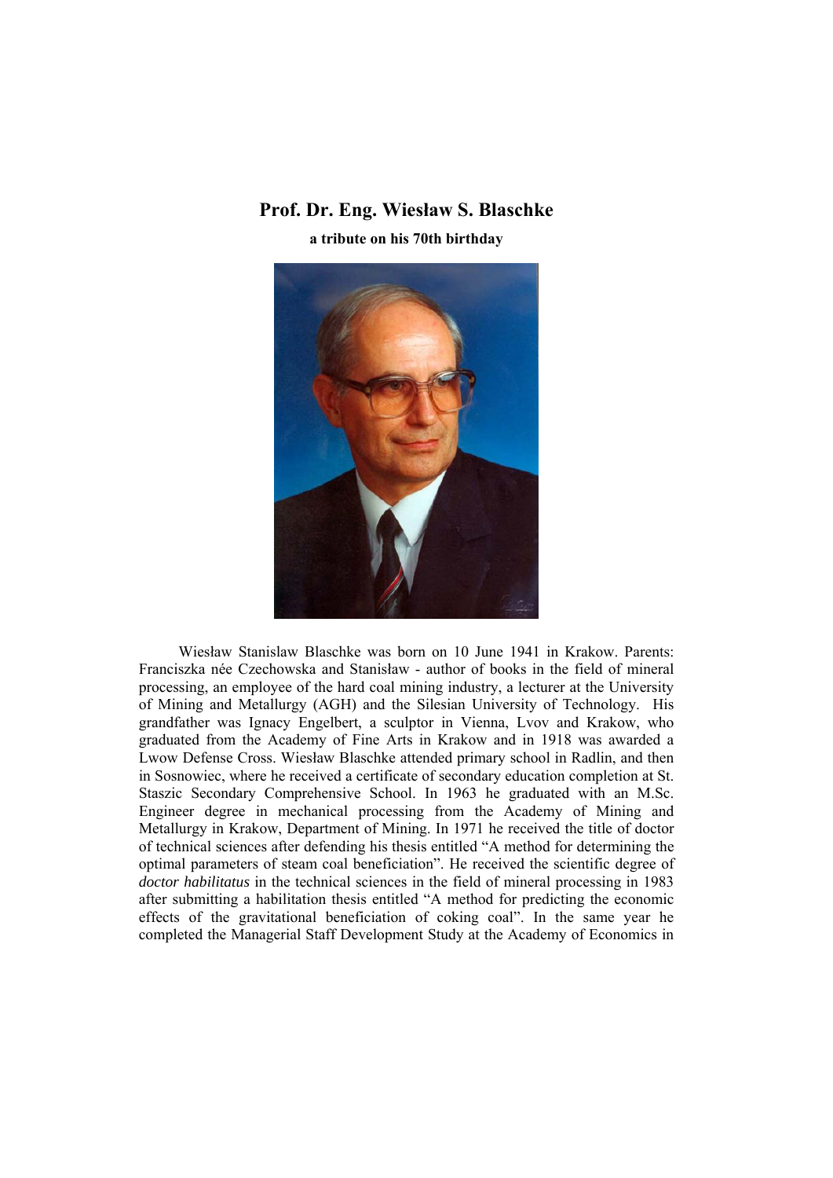# Prof. Dr. Eng. Wiesław S. Blaschke

**a tribute on his 70th birthday**

Wiesław Stanislaw Blaschke was born on 10 June 1941 in Krakow. Parents: Franciszka née Czechowska and Stanisław - author of books in the field of mineral processing, an employee of the hard coal mining industry, a lecturer at the University of Mining and Metallurgy (AGH) and the Silesian University of Technology. His grandfather was Ignacy Engelbert, a sculptor in Vienna, Lvov and Krakow, who graduated from the Academy of Fine Arts in Krakow and in 1918 was awarded a Lwow Defense Cross. Wiesław Blaschke attended primary school in Radlin, and then in Sosnowiec, where he received a certificate of secondary education completion at St. Staszic Secondary Comprehensive School. In 1963 he graduated with an M.Sc. Engineer degree in mechanical processing from the Academy of Mining and Metallurgy in Krakow, Department of Mining. In 1971 he received the title of doctor of technical sciences after defending his thesis entitled "A method for determining the optimal parameters of steam coal beneficiation". He received the scientific degree of *doctor habilitatus* in the technical sciences in the field of mineral processing in 1983 after submitting a habilitation thesis entitled "A method for predicting the economic effects of the gravitational beneficiation of coking coal". In the same year he completed the Managerial Staff Development Study at the Academy of Economics in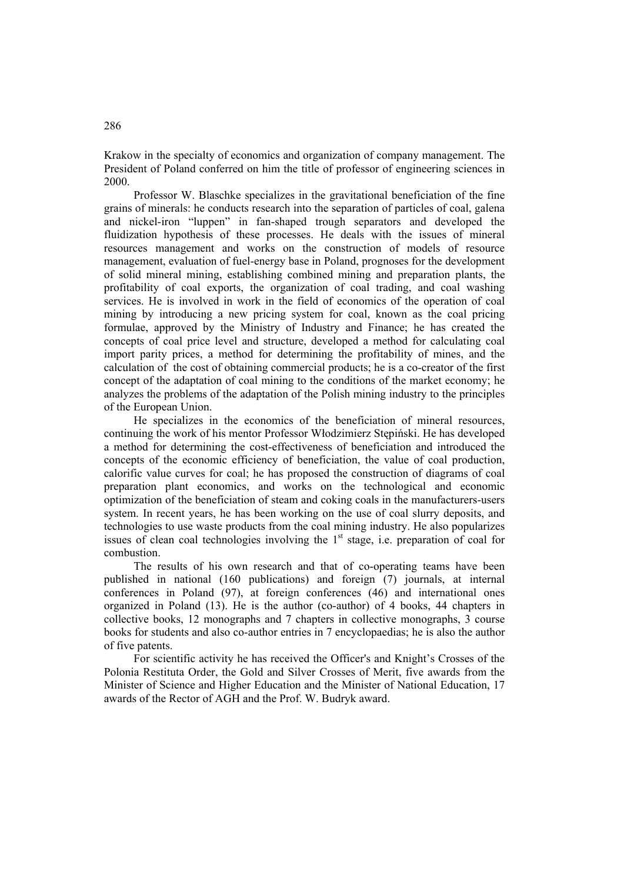Krakow in the specialty of economics and organization of company management. The President of Poland conferred on him the title of professor of engineering sciences in 2000.

Professor W. Blaschke specializes in the gravitational beneficiation of the fine grains of minerals: he conducts research into the separation of particles of coal, galena and nickel-iron "luppen" in fan-shaped trough separators and developed the fluidization hypothesis of these processes. He deals with the issues of mineral resources management and works on the construction of models of resource management, evaluation of fuel-energy base in Poland, prognoses for the development of solid mineral mining, establishing combined mining and preparation plants, the profitability of coal exports, the organization of coal trading, and coal washing services. He is involved in work in the field of economics of the operation of coal mining by introducing a new pricing system for coal, known as the coal pricing formulae, approved by the Ministry of Industry and Finance; he has created the concepts of coal price level and structure, developed a method for calculating coal import parity prices, a method for determining the profitability of mines, and the calculation of the cost of obtaining commercial products; he is a co-creator of the first concept of the adaptation of coal mining to the conditions of the market economy; he analyzes the problems of the adaptation of the Polish mining industry to the principles of the European Union.

He specializes in the economics of the beneficiation of mineral resources, continuing the work of his mentor Professor Włodzimierz Stępiński. He has developed a method for determining the cost-effectiveness of beneficiation and introduced the concepts of the economic efficiency of beneficiation, the value of coal production, calorific value curves for coal; he has proposed the construction of diagrams of coal preparation plant economics, and works on the technological and economic optimization of the beneficiation of steam and coking coals in the manufacturers-users system. In recent years, he has been working on the use of coal slurry deposits, and technologies to use waste products from the coal mining industry. He also popularizes issues of clean coal technologies involving the 1st stage, i.e. preparation of coal for combustion.

The results of his own research and that of co-operating teams have been published in national (160 publications) and foreign (7) journals, at internal conferences in Poland (97), at foreign conferences (46) and international ones organized in Poland (13). He is the author (co-author) of 4 books, 44 chapters in collective books, 12 monographs and 7 chapters in collective monographs, 3 course books for students and also co-author entries in 7 encyclopaedias; he is also the author of five patents.

For scientific activity he has received the Officer's and Knight's Crosses of the Polonia Restituta Order, the Gold and Silver Crosses of Merit, five awards from the Minister of Science and Higher Education and the Minister of National Education, 17 awards of the Rector of AGH and the Prof. W. Budryk award.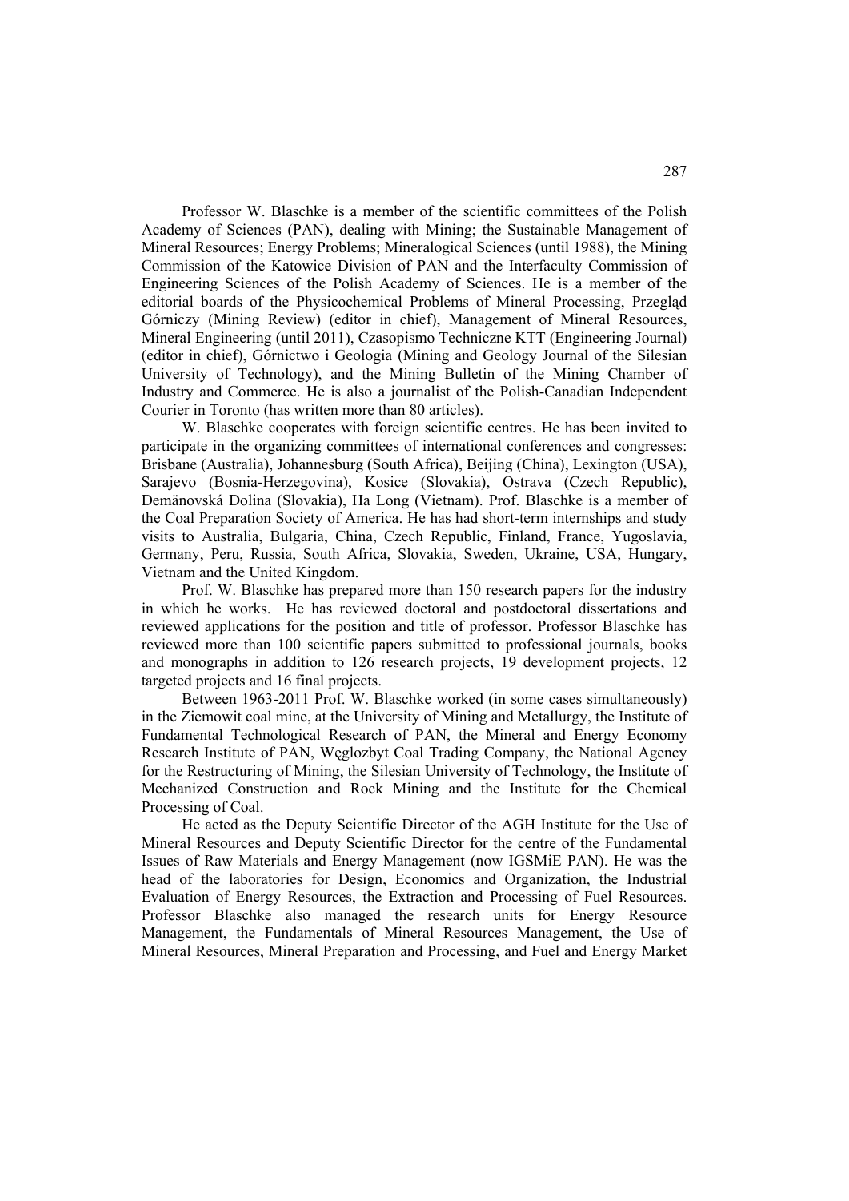Professor W. Blaschke is a member of the scientific committees of the Polish Academy of Sciences (PAN), dealing with Mining; the Sustainable Management of Mineral Resources; Energy Problems; Mineralogical Sciences (until 1988), the Mining Commission of the Katowice Division of PAN and the Interfaculty Commission of Engineering Sciences of the Polish Academy of Sciences. He is a member of the editorial boards of the Physicochemical Problems of Mineral Processing, Przegląd Górniczy (Mining Review) (editor in chief), Management of Mineral Resources, Mineral Engineering (until 2011), Czasopismo Techniczne KTT (Engineering Journal) (editor in chief), Górnictwo i Geologia (Mining and Geology Journal of the Silesian University of Technology), and the Mining Bulletin of the Mining Chamber of Industry and Commerce. He is also a journalist of the Polish-Canadian Independent Courier in Toronto (has written more than 80 articles).

W. Blaschke cooperates with foreign scientific centres. He has been invited to participate in the organizing committees of international conferences and congresses: Brisbane (Australia), Johannesburg (South Africa), Beijing (China), Lexington (USA), Sarajevo (Bosnia-Herzegovina), Kosice (Slovakia), Ostrava (Czech Republic), Demänovská Dolina (Slovakia), Ha Long (Vietnam). Prof. Blaschke is a member of the Coal Preparation Society of America. He has had short-term internships and study visits to Australia, Bulgaria, China, Czech Republic, Finland, France, Yugoslavia, Germany, Peru, Russia, South Africa, Slovakia, Sweden, Ukraine, USA, Hungary, Vietnam and the United Kingdom.

Prof. W. Blaschke has prepared more than 150 research papers for the industry in which he works. He has reviewed doctoral and postdoctoral dissertations and reviewed applications for the position and title of professor. Professor Blaschke has reviewed more than 100 scientific papers submitted to professional journals, books and monographs in addition to 126 research projects, 19 development projects, 12 targeted projects and 16 final projects.

Between 1963-2011 Prof. W. Blaschke worked (in some cases simultaneously) in the Ziemowit coal mine, at the University of Mining and Metallurgy, the Institute of Fundamental Technological Research of PAN, the Mineral and Energy Economy Research Institute of PAN, Węglozbyt Coal Trading Company, the National Agency for the Restructuring of Mining, the Silesian University of Technology, the Institute of Mechanized Construction and Rock Mining and the Institute for the Chemical Processing of Coal.

He acted as the Deputy Scientific Director of the AGH Institute for the Use of Mineral Resources and Deputy Scientific Director for the centre of the Fundamental Issues of Raw Materials and Energy Management (now IGSMiE PAN). He was the head of the laboratories for Design, Economics and Organization, the Industrial Evaluation of Energy Resources, the Extraction and Processing of Fuel Resources. Professor Blaschke also managed the research units for Energy Resource Management, the Fundamentals of Mineral Resources Management, the Use of Mineral Resources, Mineral Preparation and Processing, and Fuel and Energy Market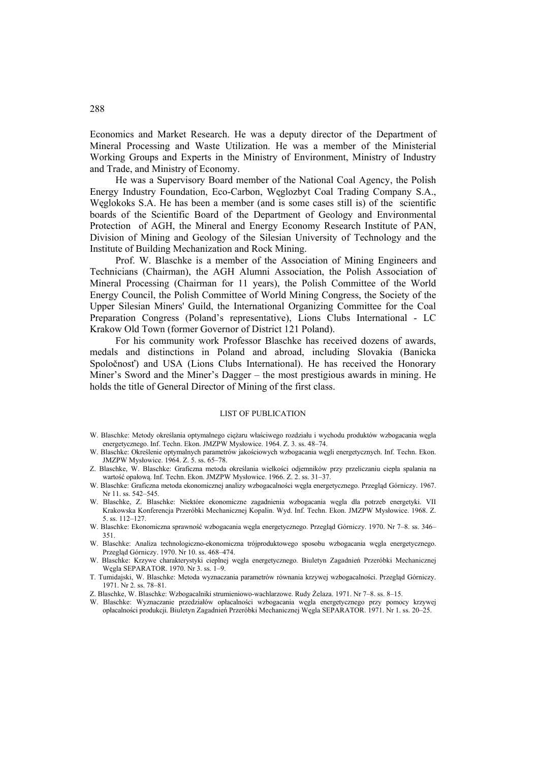Economics and Market Research. He was a deputy director of the Department of Mineral Processing and Waste Utilization. He was a member of the Ministerial Working Groups and Experts in the Ministry of Environment, Ministry of Industry and Trade, and Ministry of Economy.

He was a Supervisory Board member of the National Coal Agency, the Polish Energy Industry Foundation, Eco-Carbon, Węglozbyt Coal Trading Company S.A., Węglokoks S.A. He has been a member (and is some cases still is) of the scientific boards of the Scientific Board of the Department of Geology and Environmental Protection of AGH, the Mineral and Energy Economy Research Institute of PAN, Division of Mining and Geology of the Silesian University of Technology and the Institute of Building Mechanization and Rock Mining.

Prof. W. Blaschke is a member of the Association of Mining Engineers and Technicians (Chairman), the AGH Alumni Association, the Polish Association of Mineral Processing (Chairman for 11 years), the Polish Committee of the World Energy Council, the Polish Committee of World Mining Congress, the Society of the Upper Silesian Miners' Guild, the International Organizing Committee for the Coal Preparation Congress (Poland's representative), Lions Clubs International - LC Krakow Old Town (former Governor of District 121 Poland).

For his community work Professor Blaschke has received dozens of awards, medals and distinctions in Poland and abroad, including Slovakia (Banicka Spoločnosť) and USA (Lions Clubs International). He has received the Honorary Miner's Sword and the Miner's Dagger – the most prestigious awards in mining. He holds the title of General Director of Mining of the first class.

## LIST OF PUBLICATION

W. Blaschke: Metody określania optymalnego ciężaru właściwego rozdziału i wychodu produktów wzbogacania węgla energetycznego. Inf. Techn. Ekon. JMZPW Mysłowice. 1964. Z. 3. ss. 48–74.

W. Blaschke: Określenie optymalnych parametrów jakościowych wzbogacania węgli energetycznych. Inf. Techn. Ekon. JMZPW Mysłowice. 1964. Z. 5. ss. 65–78.

Z. Blaschke, W. Blaschke: Graficzna metoda określania wielkości odjemników przy przeliczaniu ciepła spalania na wartość opałową. Inf. Techn. Ekon. JMZPW Mysłowice. 1966. Z. 2. ss. 31–37.

W. Blaschke: Graficzna metoda ekonomicznej analizy wzbogacalności węgla energetycznego. Przegląd Górniczy. 1967. Nr 11. ss. 542–545.

W. Blaschke, Z. Blaschke: Niektóre ekonomiczne zagadnienia wzbogacania węgla dla potrzeb energetyki. VII Krakowska Konferencja Przeróbki Mechanicznej Kopalin. Wyd. Inf. Techn. Ekon. JMZPW Mysłowice. 1968. Z. 5. ss. 112–127.

W. Blaschke: Ekonomiczna sprawność wzbogacania węgla energetycznego. Przegląd Górniczy. 1970. Nr 7–8. ss. 346–351.

W. Blaschke: Analiza technologiczno-ekonomiczna trójproduktowego sposobu wzbogacania węgla energetycznego. Przegląd Górniczy. 1970. Nr 10. ss. 468–474.

W. Blaschke: Krzywe charakterystyki cieplnej węgla energetycznego. Biuletyn Zagadnień Przeróbki Mechanicznej Węgla SEPARATOR. 1970. Nr 3. ss. 1–9.

T. Tumidajski, W. Blaschke: Metoda wyznaczania parametrów równania krzywej wzbogacalności. Przegląd Górniczy. 1971. Nr 2. ss. 78–81.

Z. Blaschke, W. Blaschke: Wzbogacalniki strumieniowo-wachlarzowe. Rudy Żelaza. 1971. Nr 7–8. ss. 8–15.

W. Blaschke: Wyznaczanie przedziałów opłacalności wzbogacania węgla energetycznego przy pomocy krzywej opłacalności produkcji. Biuletyn Zagadnień Przeróbki Mechanicznej Węgla SEPARATOR. 1971. Nr 1. ss. 20–25.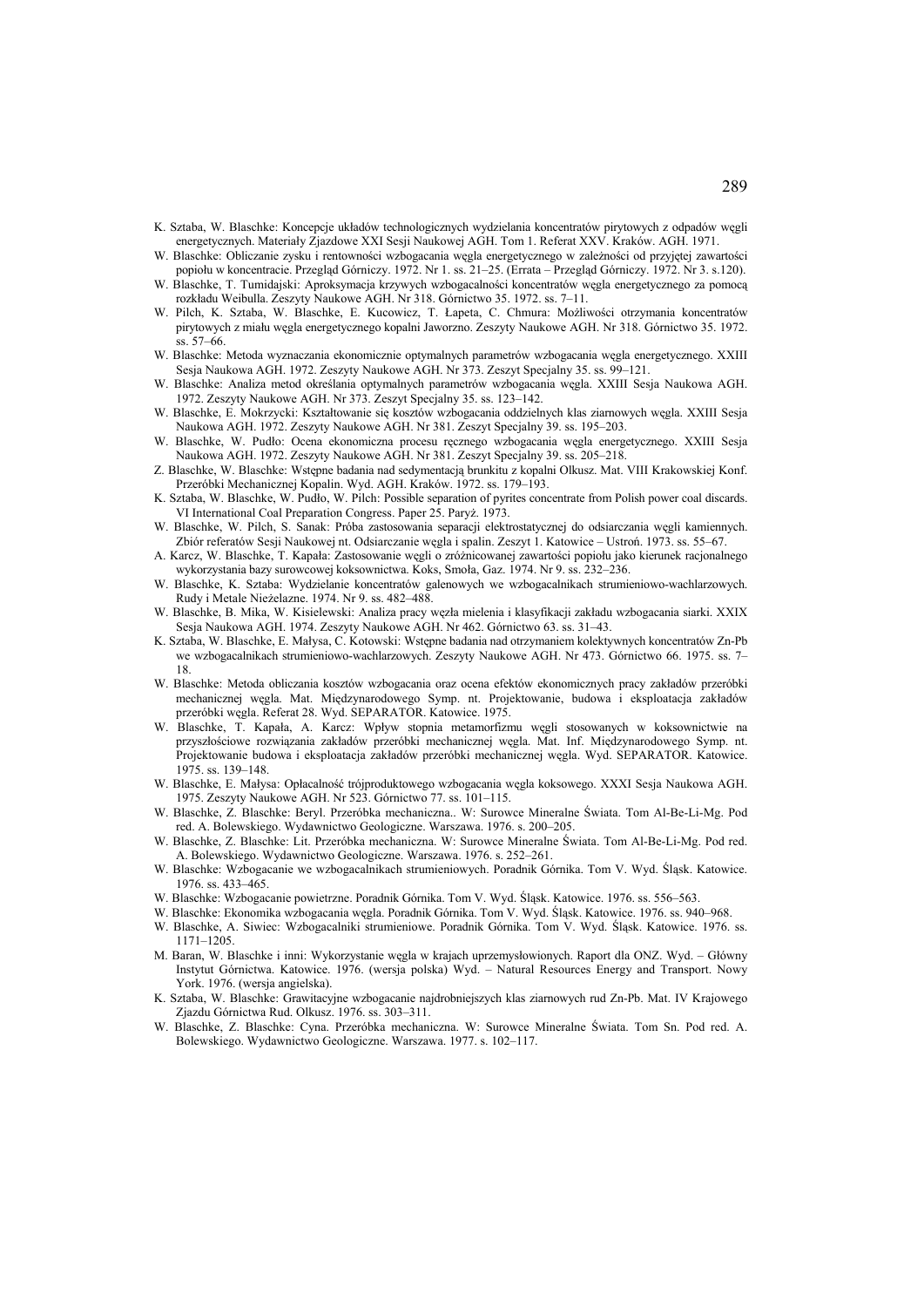K. Sztaba, W. Blaschke: Koncepcje układów technologicznych wydzielania koncentratów pirytowych z odpadów węgli energetycznych. Materiały Zjazdowe XXI Sesji Naukowej AGH. Tom 1. Referat XXV. Kraków. AGH. 1971.

W. Blaschke: Obliczanie zysku i rentowności wzbogacania węgla energetycznego w zależności od przyjętej zawartości popiołu w koncentracie. Przegląd Górniczy. 1972. Nr 1. ss. 21–25. (Errata – Przegląd Górniczy. 1972. Nr 3. s.120).

W. Blaschke, T. Tumidajski: Aproksymacja krzywych wzbogacalności koncentratów węgla energetycznego za pomocą rozkładu Weibulla. Zeszyty Naukowe AGH. Nr 318. Górnictwo 35. 1972. ss. 7–11.

W. Pilch, K. Sztaba, W. Blaschke, E. Kucowicz, T. Łapeta, C. Chmura: Możliwości otrzymania koncentratów pirytowych z miału węgla energetycznego kopalni Jaworzno. Zeszyty Naukowe AGH. Nr 318. Górnictwo 35. 1972. ss. 57–66.

W. Blaschke: Metoda wyznaczania ekonomicznie optymalnych parametrów wzbogacania węgla energetycznego. XXIII Sesja Naukowa AGH. 1972. Zeszyty Naukowe AGH. Nr 373. Zeszyt Specjalny 35. ss. 99–121.

W. Blaschke: Analiza metod określania optymalnych parametrów wzbogacania węgla. XXIII Sesja Naukowa AGH. 1972. Zeszyty Naukowe AGH. Nr 373. Zeszyt Specjalny 35. ss. 123–142.

W. Blaschke, E. Mokrzycki: Kształtowanie się kosztów wzbogacania oddzielnych klas ziarnowych węgla. XXIII Sesja Naukowa AGH. 1972. Zeszyty Naukowe AGH. Nr 381. Zeszyt Specjalny 39. ss. 195–203.

W. Blaschke, W. Pudło: Ocena ekonomiczna procesu ręcznego wzbogacania węgla energetycznego. XXIII Sesja Naukowa AGH. 1972. Zeszyty Naukowe AGH. Nr 381. Zeszyt Specjalny 39. ss. 205–218.

Z. Blaschke, W. Blaschke: Wstępne badania nad sedymentacją brunkitu z kopalni Olkusz. Mat. VIII Krakowskiej Konf. Przeróbki Mechanicznej Kopalin. Wyd. AGH. Kraków. 1972. ss. 179–193.

K. Sztaba, W. Blaschke, W. Pudło, W. Pilch: Possible separation of pyrites concentrate from Polish power coal discards. VI International Coal Preparation Congress. Paper 25. Paryż. 1973.

W. Blaschke, W. Pilch, S. Sanak: Próba zastosowania separacji elektrostatycznej do odsiarczania węgli kamiennych. Zbiór referatów Sesji Naukowej nt. Odsiarczanie węgla i spalin. Zeszyt 1. Katowice – Ustroń. 1973. ss. 55–67.

A. Karcz, W. Blaschke, T. Kapała: Zastosowanie węgli o zróżnicowanej zawartości popiołu jako kierunek racjonalnego wykorzystania bazy surowcowej koksownictwa. Koks, Smoła, Gaz. 1974. Nr 9. ss. 232–236.

W. Blaschke, K. Sztaba: Wydzielanie koncentratów galenowych we wzbogacalnikach strumieniowo-wachlarzowych. Rudy i Metale Nieżelazne. 1974. Nr 9. ss. 482–488.

W. Blaschke, B. Mika, W. Kisielewski: Analiza pracy węzła mielenia i klasyfikacji zakładu wzbogacania siarki. XXIX Sesja Naukowa AGH. 1974. Zeszyty Naukowe AGH. Nr 462. Górnictwo 63. ss. 31–43.

K. Sztaba, W. Blaschke, E. Małysa, C. Kotowski: Wstępne badania nad otrzymaniem kolektywnych koncentratów Zn-Pb we wzbogacalnikach strumieniowo-wachlarzowych. Zeszyty Naukowe AGH. Nr 473. Górnictwo 66. 1975. ss. 7–18.

W. Blaschke: Metoda obliczania kosztów wzbogacania oraz ocena efektów ekonomicznych pracy zakładów przeróbki mechanicznej węgla. Mat. Międzynarodowego Symp. nt. Projektowanie, budowa i eksploatacja zakładów przeróbki węgla. Referat 28. Wyd. SEPARATOR. Katowice. 1975.

W. Blaschke, T. Kapała, A. Karcz: Wpływ stopnia metamorfizmu węgli stosowanych w koksownictwie na przyszłościowe rozwiązania zakładów przeróbki mechanicznej węgla. Mat. Inf. Międzynarodowego Symp. nt. Projektowanie budowa i eksploatacja zakładów przeróbki mechanicznej węgla. Wyd. SEPARATOR. Katowice. 1975. ss. 139–148.

W. Blaschke, E. Małysa: Opłacalność trójproduktowego wzbogacania węgla koksowego. XXXI Sesja Naukowa AGH. 1975. Zeszyty Naukowe AGH. Nr 523. Górnictwo 77. ss. 101–115.

W. Blaschke, Z. Blaschke: Beryl. Przeróbka mechaniczna.. W: Surowce Mineralne Świata. Tom Al-Be-Li-Mg. Pod red. A. Bolewskiego. Wydawnictwo Geologiczne. Warszawa. 1976. s. 200–205.

W. Blaschke, Z. Blaschke: Lit. Przeróbka mechaniczna. W: Surowce Mineralne Świata. Tom Al-Be-Li-Mg. Pod red. A. Bolewskiego. Wydawnictwo Geologiczne. Warszawa. 1976. s. 252–261.

W. Blaschke: Wzbogacanie we wzbogacalnikach strumieniowych. Poradnik Górnika. Tom V. Wyd. Śląsk. Katowice. 1976. ss. 433–465.

W. Blaschke: Wzbogacanie powietrzne. Poradnik Górnika. Tom V. Wyd. Śląsk. Katowice. 1976. ss. 556–563.

W. Blaschke: Ekonomika wzbogacania węgla. Poradnik Górnika. Tom V. Wyd. Śląsk. Katowice. 1976. ss. 940–968.

W. Blaschke, A. Siwiec: Wzbogacalniki strumieniowe. Poradnik Górnika. Tom V. Wyd. Śląsk. Katowice. 1976. ss. 1171–1205.

M. Baran, W. Blaschke i inni: Wykorzystanie węgla w krajach uprzemysłowionych. Raport dla ONZ. Wyd. – Główny Instytut Górnictwa. Katowice. 1976. (wersja polska) Wyd. – Natural Resources Energy and Transport. Nowy York. 1976. (wersja angielska).

K. Sztaba, W. Blaschke: Grawitacyjne wzbogacanie najdrobniejszych klas ziarnowych rud Zn-Pb. Mat. IV Krajowego Zjazdu Górnictwa Rud. Olkusz. 1976. ss. 303–311.

W. Blaschke, Z. Blaschke: Cyna. Przeróbka mechaniczna. W: Surowce Mineralne Świata. Tom Sn. Pod red. A. Bolewskiego. Wydawnictwo Geologiczne. Warszawa. 1977. s. 102–117.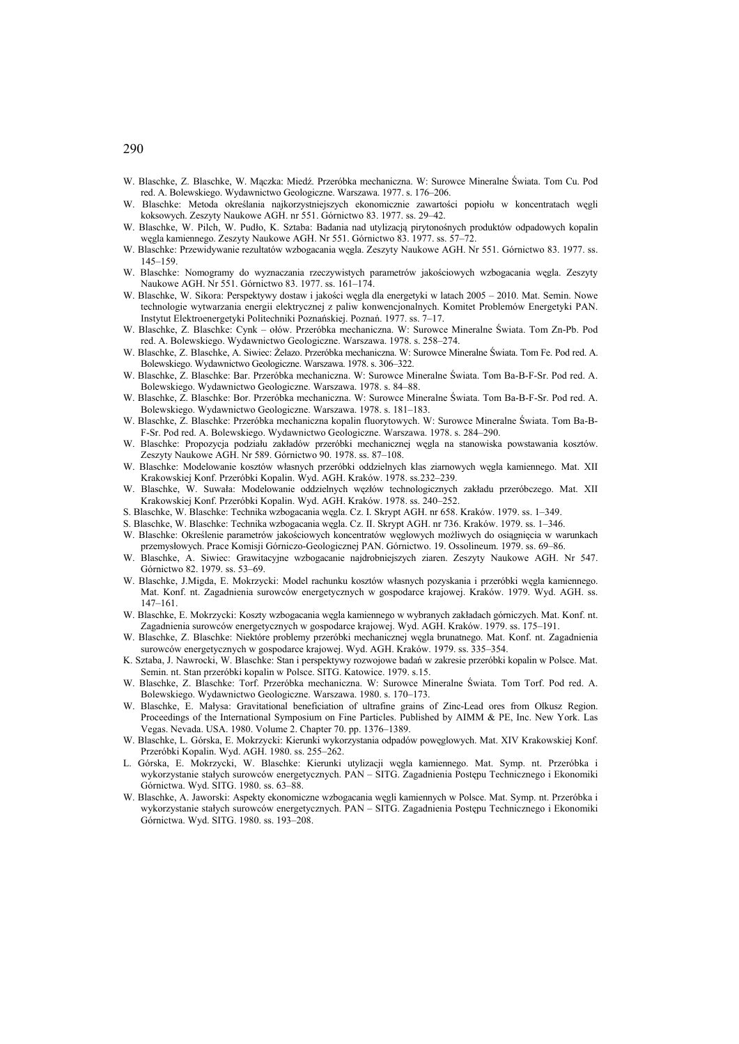- W. Blaschke, Z. Blaschke, W. Mączka: Miedź. Przeróbka mechaniczna. W: Surowce Mineralne Świata. Tom Cu. Pod red. A. Bolewskiego. Wydawnictwo Geologiczne. Warszawa. 1977. s. 176–206.
- W. Blaschke: Metoda określania najkorzystniejszych ekonomicznie zawartości popiołu w koncentratach węgli koksowych. Zeszyty Naukowe AGH. nr 551. Górnictwo 83. 1977. ss. 29–42.
- W. Blaschke, W. Pilch, W. Pudło, K. Sztaba: Badania nad utylizacją pirytonośnych produktów odpadowych kopalin węgla kamiennego. Zeszyty Naukowe AGH. Nr 551. Górnictwo 83. 1977. ss. 57–72.
- W. Blaschke: Przewidywanie rezultatów wzbogacania węgla. Zeszyty Naukowe AGH. Nr 551. Górnictwo 83. 1977. ss. 145–159.
- W. Blaschke: Nomogramy do wyznaczania rzeczywistych parametrów jakościowych wzbogacania węgla. Zeszyty Naukowe AGH. Nr 551. Górnictwo 83. 1977. ss. 161–174.
- W. Blaschke, W. Sikora: Perspektywy dostaw i jakości węgla dla energetyki w latach 2005 – 2010. Mat. Semin. Nowe technologie wytwarzania energii elektrycznej z paliw konwencjonalnych. Komitet Problemów Energetyki PAN. Instytut Elektroenergetyki Politechniki Poznańskiej. Poznań. 1977. ss. 7–17.
- W. Blaschke, Z. Blaschke: Cynk – ołów. Przeróbka mechaniczna. W: Surowce Mineralne Świata. Tom Zn-Pb. Pod red. A. Bolewskiego. Wydawnictwo Geologiczne. Warszawa. 1978. s. 258–274.
- W. Blaschke, Z. Blaschke, A. Siwiec: Żelazo. Przeróbka mechaniczna. W: Surowce Mineralne Świata. Tom Fe. Pod red. A. Bolewskiego. Wydawnictwo Geologiczne. Warszawa. 1978. s. 306–322.
- W. Blaschke, Z. Blaschke: Bar. Przeróbka mechaniczna. W: Surowce Mineralne Świata. Tom Ba-B-F-Sr. Pod red. A. Bolewskiego. Wydawnictwo Geologiczne. Warszawa. 1978. s. 84–88.
- W. Blaschke, Z. Blaschke: Bor. Przeróbka mechaniczna. W: Surowce Mineralne Świata. Tom Ba-B-F-Sr. Pod red. A. Bolewskiego. Wydawnictwo Geologiczne. Warszawa. 1978. s. 181–183.
- W. Blaschke, Z. Blaschke: Przeróbka mechaniczna kopalin fluorytowych. W: Surowce Mineralne Świata. Tom Ba-B-F-Sr. Pod red. A. Bolewskiego. Wydawnictwo Geologiczne. Warszawa. 1978. s. 284–290.
- W. Blaschke: Propozycja podziału zakładów przeróbki mechanicznej węgla na stanowiska powstawania kosztów. Zeszyty Naukowe AGH. Nr 589. Górnictwo 90. 1978. ss. 87–108.
- W. Blaschke: Modelowanie kosztów własnych przeróbki oddzielnych klas ziarnowych węgla kamiennego. Mat. XII Krakowskiej Konf. Przeróbki Kopalin. Wyd. AGH. Kraków. 1978. ss.232–239.
- W. Blaschke, W. Suwała: Modelowanie oddzielnych węzłów technologicznych zakładu przeróbczego. Mat. XII Krakowskiej Konf. Przeróbki Kopalin. Wyd. AGH. Kraków. 1978. ss. 240–252.
- S. Blaschke, W. Blaschke: Technika wzbogacania węgla. Cz. I. Skrypt AGH. nr 658. Kraków. 1979. ss. 1–349.
- S. Blaschke, W. Blaschke: Technika wzbogacania węgla. Cz. II. Skrypt AGH. nr 736. Kraków. 1979. ss. 1–346.
- W. Blaschke: Określenie parametrów jakościowych koncentratów węglowych możliwych do osiągnięcia w warunkach przemysłowych. Prace Komisji Górniczo-Geologicznej PAN. Górnictwo. 19. Ossolineum. 1979. ss. 69–86.
- W. Blaschke, A. Siwiec: Grawitacyjne wzbogacanie najdrobniejszych ziaren. Zeszyty Naukowe AGH. Nr 547. Górnictwo 82. 1979. ss. 53–69.
- W. Blaschke, J.Migda, E. Mokrzycki: Model rachunku kosztów własnych pozyskania i przeróbki węgla kamiennego. Mat. Konf. nt. Zagadnienia surowców energetycznych w gospodarce krajowej. Kraków. 1979. Wyd. AGH. ss. 147–161.
- W. Blaschke, E. Mokrzycki: Koszty wzbogacania węgla kamiennego w wybranych zakładach górniczych. Mat. Konf. nt. Zagadnienia surowców energetycznych w gospodarce krajowej. Wyd. AGH. Kraków. 1979. ss. 175–191.
- W. Blaschke, Z. Blaschke: Niektóre problemy przeróbki mechanicznej węgla brunatnego. Mat. Konf. nt. Zagadnienia surowców energetycznych w gospodarce krajowej. Wyd. AGH. Kraków. 1979. ss. 335–354.
- K. Sztaba, J. Nawrocki, W. Blaschke: Stan i perspektywy rozwojowe badań w zakresie przeróbki kopalin w Polsce. Mat. Semin. nt. Stan przeróbki kopalin w Polsce. SITG. Katowice. 1979. s.15.
- W. Blaschke, Z. Blaschke: Torf. Przeróbka mechaniczna. W: Surowce Mineralne Świata. Tom Torf. Pod red. A. Bolewskiego. Wydawnictwo Geologiczne. Warszawa. 1980. s. 170–173.
- W. Blaschke, E. Małysa: Gravitational beneficiation of ultrafine grains of Zinc-Lead ores from Olkusz Region. Proceedings of the International Symposium on Fine Particles. Published by AIMM & PE, Inc. New York. Las Vegas. Nevada. USA. 1980. Volume 2. Chapter 70. pp. 1376–1389.
- W. Blaschke, L. Górska, E. Mokrzycki: Kierunki wykorzystania odpadów powęglowych. Mat. XIV Krakowskiej Konf. Przeróbki Kopalin. Wyd. AGH. 1980. ss. 255–262.
- L. Górska, E. Mokrzycki, W. Blaschke: Kierunki utylizacji węgla kamiennego. Mat. Symp. nt. Przeróbka i wykorzystanie stałych surowców energetycznych. PAN – SITG. Zagadnienia Postępu Technicznego i Ekonomiki Górnictwa. Wyd. SITG. 1980. ss. 63–88.
- W. Blaschke, A. Jaworski: Aspekty ekonomiczne wzbogacania węgli kamiennych w Polsce. Mat. Symp. nt. Przeróbka i wykorzystanie stałych surowców energetycznych. PAN – SITG. Zagadnienia Postępu Technicznego i Ekonomiki Górnictwa. Wyd. SITG. 1980. ss. 193–208.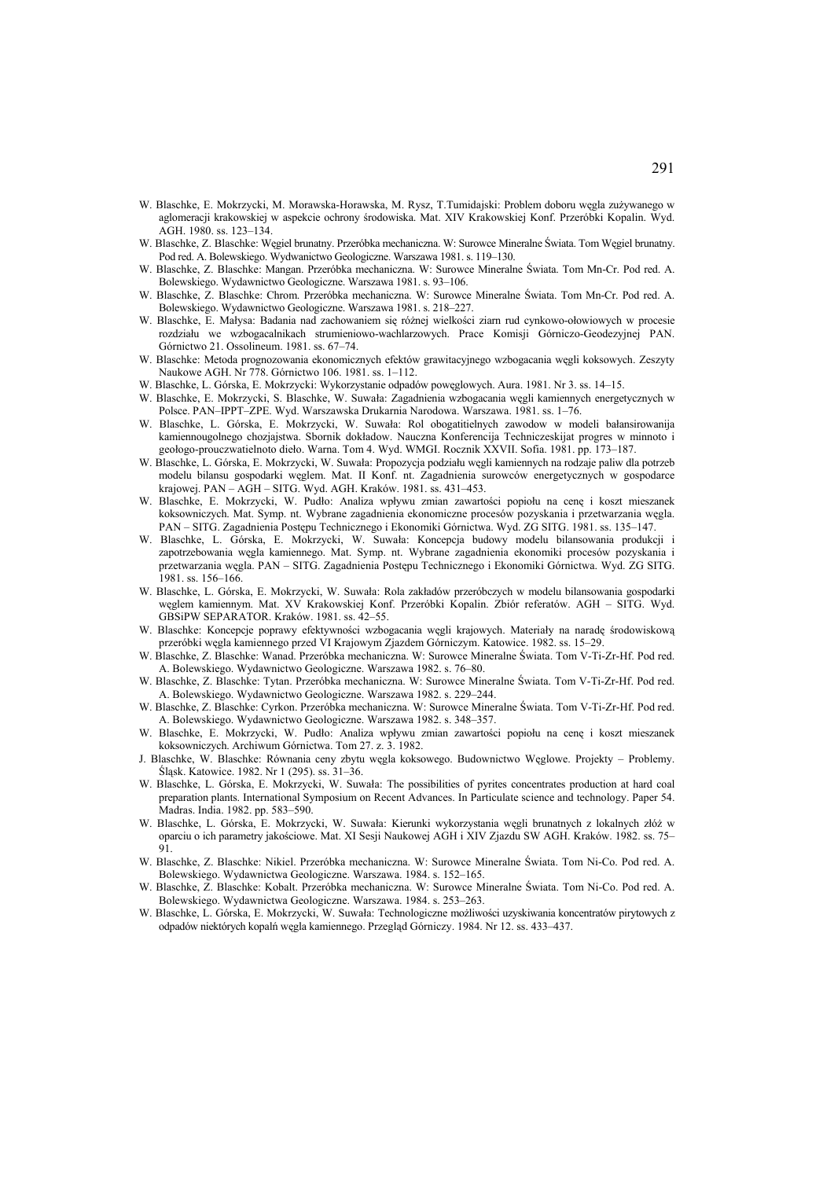W. Blaschke, E. Mokrzycki, M. Morawska-Horawska, M. Rysz, T.Tumidajski: Problem doboru węgla zużywanego w aglomeracji krakowskiej w aspekcie ochrony środowiska. Mat. XIV Krakowskiej Konf. Przeróbki Kopalin. Wyd. AGH. 1980. ss. 123–134.

W. Blaschke, Z. Blaschke: Węgiel brunatny. Przeróbka mechaniczna. W: Surowce Mineralne Świata. Tom Węgiel brunatny. Pod red. A. Bolewskiego. Wydawnictwo Geologiczne. Warszawa 1981. s. 119–130.

W. Blaschke, Z. Blaschke: Mangan. Przeróbka mechaniczna. W: Surowce Mineralne Świata. Tom Mn-Cr. Pod red. A. Bolewskiego. Wydawnictwo Geologiczne. Warszawa 1981. s. 93–106.

W. Blaschke, Z. Blaschke: Chrom. Przeróbka mechaniczna. W: Surowce Mineralne Świata. Tom Mn-Cr. Pod red. A. Bolewskiego. Wydawnictwo Geologiczne. Warszawa 1981. s. 218–227.

W. Blaschke, E. Małysa: Badania nad zachowaniem się różnej wielkości ziarn rud cynkowo-ołowiowych w procesie rozdziału we wzbogacalnikach strumieniowo-wachlarzowych. Prace Komisji Górniczo-Geodezyjnej PAN. Górnictwo 21. Ossolineum. 1981. ss. 67–74.

W. Blaschke: Metoda prognozowania ekonomicznych efektów grawitacyjnego wzbogacania węgli koksowych. Zeszyty Naukowe AGH. Nr 778. Górnictwo 106. 1981. ss. 1–112.

W. Blaschke, L. Górska, E. Mokrzycki: Wykorzystanie odpadów powęglowych. Aura. 1981. Nr 3. ss. 14–15.

W. Blaschke, E. Mokrzycki, S. Blaschke, W. Suwała: Zagadnienia wzbogacania węgli kamiennych energetycznych w Polsce. PAN–IPPT–ZPE. Wyd. Warszawska Drukarnia Narodowa. Warszawa. 1981. ss. 1–76.

W. Blaschke, L. Górska, E. Mokrzycki, W. Suwała: Rol obogatitielnych zawodow w modeli bałansirowanija kamiennougolnego chozjajstwa. Sbornik dokładow. Nauczna Konferencija Techniczeskijat progres w minnoto i geołogo-prouczwatielnoto dieło. Warna. Tom 4. Wyd. WMGI. Rocznik XXVII. Sofia. 1981. pp. 173–187.

W. Blaschke, L. Górska, E. Mokrzycki, W. Suwała: Propozycja podziału węgli kamiennych na rodzaje paliw dla potrzeb modelu bilansu gospodarki węglem. Mat. II Konf. nt. Zagadnienia surowców energetycznych w gospodarce krajowej. PAN – AGH – SITG. Wyd. AGH. Kraków. 1981. ss. 431–453.

W. Blaschke, E. Mokrzycki, W. Pudło: Analiza wpływu zmian zawartości popiołu na cenę i koszt mieszanek koksowniczych. Mat. Symp. nt. Wybrane zagadnienia ekonomiczne procesów pozyskania i przetwarzania węgla. PAN – SITG. Zagadnienia Postępu Technicznego i Ekonomiki Górnictwa. Wyd. ZG SITG. 1981. ss. 135–147.

W. Blaschke, L. Górska, E. Mokrzycki, W. Suwała: Koncepcja budowy modelu bilansowania produkcji i zapotrzebowania węgla kamiennego. Mat. Symp. nt. Wybrane zagadnienia ekonomiki procesów pozyskania i przetwarzania węgla. PAN – SITG. Zagadnienia Postępu Technicznego i Ekonomiki Górnictwa. Wyd. ZG SITG. 1981. ss. 156–166.

W. Blaschke, L. Górska, E. Mokrzycki, W. Suwała: Rola zakładów przeróbczych w modelu bilansowania gospodarki węglem kamiennym. Mat. XV Krakowskiej Konf. Przeróbki Kopalin. Zbiór referatów. AGH – SITG. Wyd. GBSiPW SEPARATOR. Kraków. 1981. ss. 42–55.

W. Blaschke: Koncepcje poprawy efektywności wzbogacania węgli krajowych. Materiały na naradę środowiskową przeróbki węgla kamiennego przed VI Krajowym Zjazdem Górniczym. Katowice. 1982. ss. 15–29.

W. Blaschke, Z. Blaschke: Wanad. Przeróbka mechaniczna. W: Surowce Mineralne Świata. Tom V-Ti-Zr-Hf. Pod red. A. Bolewskiego. Wydawnictwo Geologiczne. Warszawa 1982. s. 76–80.

W. Blaschke, Z. Blaschke: Tytan. Przeróbka mechaniczna. W: Surowce Mineralne Świata. Tom V-Ti-Zr-Hf. Pod red. A. Bolewskiego. Wydawnictwo Geologiczne. Warszawa 1982. s. 229–244.

W. Blaschke, Z. Blaschke: Cyrkon. Przeróbka mechaniczna. W: Surowce Mineralne Świata. Tom V-Ti-Zr-Hf. Pod red. A. Bolewskiego. Wydawnictwo Geologiczne. Warszawa 1982. s. 348–357.

W. Blaschke, E. Mokrzycki, W. Pudło: Analiza wpływu zmian zawartości popiołu na cenę i koszt mieszanek koksowniczych. Archiwum Górnictwa. Tom 27. z. 3. 1982.

J. Blaschke, W. Blaschke: Równania ceny zbytu węgla koksowego. Budownictwo Węglowe. Projekty – Problemy. Śląsk. Katowice. 1982. Nr 1 (295). ss. 31–36.

W. Blaschke, L. Górska, E. Mokrzycki, W. Suwała: The possibilities of pyrites concentrates production at hard coal preparation plants. International Symposium on Recent Advances. In Particulate science and technology. Paper 54. Madras. India. 1982. pp. 583–590.

W. Blaschke, L. Górska, E. Mokrzycki, W. Suwała: Kierunki wykorzystania węgli brunatnych z lokalnych złóż w oparciu o ich parametry jakościowe. Mat. XI Sesji Naukowej AGH i XIV Zjazdu SW AGH. Kraków. 1982. ss. 75–91.

W. Blaschke, Z. Blaschke: Nikiel. Przeróbka mechaniczna. W: Surowce Mineralne Świata. Tom Ni-Co. Pod red. A. Bolewskiego. Wydawnictwa Geologiczne. Warszawa. 1984. s. 152–165.

W. Blaschke, Z. Blaschke: Kobalt. Przeróbka mechaniczna. W: Surowce Mineralne Świata. Tom Ni-Co. Pod red. A. Bolewskiego. Wydawnictwa Geologiczne. Warszawa. 1984. s. 253–263.

W. Blaschke, L. Górska, E. Mokrzycki, W. Suwała: Technologiczne możliwości uzyskiwania koncentratów pirytowych z odpadów niektórych kopalń węgla kamiennego. Przegląd Górniczy. 1984. Nr 12. ss. 433–437.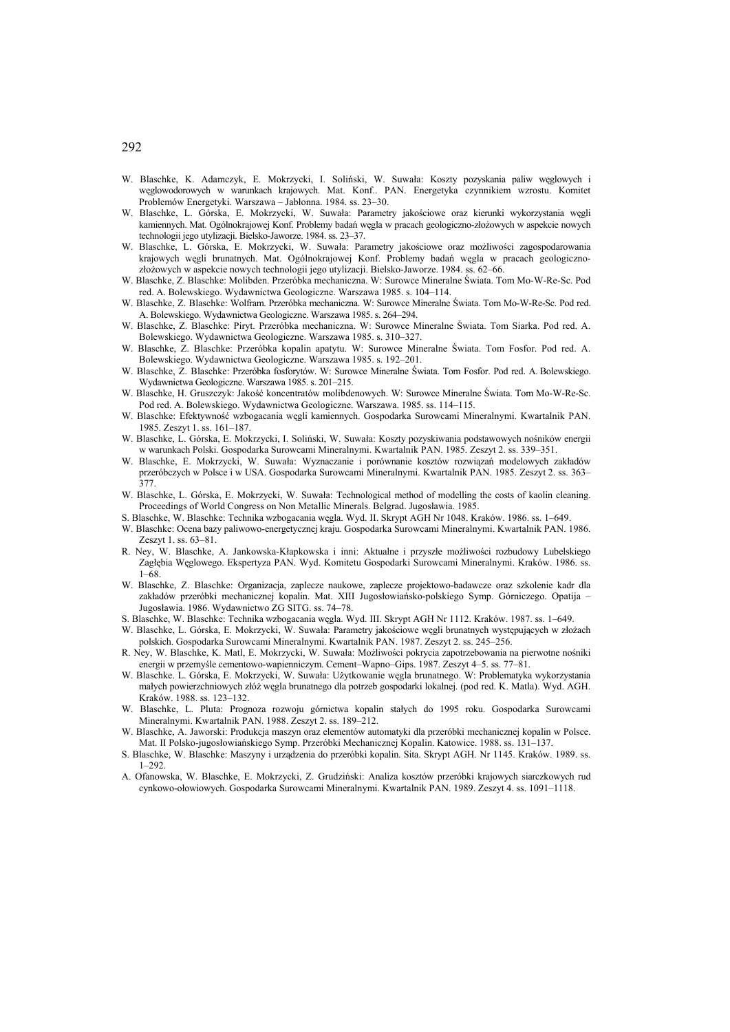W. Blaschke, K. Adamczyk, E. Mokrzycki, I. Soliński, W. Suwała: Koszty pozyskania paliw węglowych i węglowodorowych w warunkach krajowych. Mat. Konf.. PAN. Energetyka czynnikiem wzrostu. Komitet Problemów Energetyki. Warszawa – Jabłonna. 1984. ss. 23–30.

W. Blaschke, L. Górska, E. Mokrzycki, W. Suwała: Parametry jakościowe oraz kierunki wykorzystania węgli kamiennych. Mat. Ogólnokrajowej Konf. Problemy badań węgla w pracach geologiczno-złożowych w aspekcie nowych technologii jego utylizacji. Bielsko-Jaworze. 1984. ss. 23–37.

W. Blaschke, L. Górska, E. Mokrzycki, W. Suwała: Parametry jakościowe oraz możliwości zagospodarowania krajowych węgli brunatnych. Mat. Ogólnokrajowej Konf. Problemy badań węgla w pracach geologiczno-złożowych w aspekcie nowych technologii jego utylizacji. Bielsko-Jaworze. 1984. ss. 62–66.

W. Blaschke, Z. Blaschke: Molibden. Przeróbka mechaniczna. W: Surowce Mineralne Świata. Tom Mo-W-Re-Sc. Pod red. A. Bolewskiego. Wydawnictwa Geologiczne. Warszawa 1985. s. 104–114.

W. Blaschke, Z. Blaschke: Wolfram. Przeróbka mechaniczna. W: Surowce Mineralne Świata. Tom Mo-W-Re-Sc. Pod red. A. Bolewskiego. Wydawnictwa Geologiczne. Warszawa 1985. s. 264–294.

W. Blaschke, Z. Blaschke: Piryt. Przeróbka mechaniczna. W: Surowce Mineralne Świata. Tom Siarka. Pod red. A. Bolewskiego. Wydawnictwa Geologiczne. Warszawa 1985. s. 310–327.

W. Blaschke, Z. Blaschke: Przeróbka kopalin apatytu. W: Surowce Mineralne Świata. Tom Fosfor. Pod red. A. Bolewskiego. Wydawnictwa Geologiczne. Warszawa 1985. s. 192–201.

W. Blaschke, Z. Blaschke: Przeróbka fosforytów. W: Surowce Mineralne Świata. Tom Fosfor. Pod red. A. Bolewskiego. Wydawnictwa Geologiczne. Warszawa 1985. s. 201–215.

W. Blaschke, H. Gruszczyk: Jakość koncentratów molibdenowych. W: Surowce Mineralne Świata. Tom Mo-W-Re-Sc. Pod red. A. Bolewskiego. Wydawnictwa Geologiczne. Warszawa. 1985. ss. 114–115.

W. Blaschke: Efektywność wzbogacania węgli kamiennych. Gospodarka Surowcami Mineralnymi. Kwartalnik PAN. 1985. Zeszyt 1. ss. 161–187.

W. Blaschke, L. Górska, E. Mokrzycki, I. Soliński, W. Suwała: Koszty pozyskiwania podstawowych nośników energii w warunkach Polski. Gospodarka Surowcami Mineralnymi. Kwartalnik PAN. 1985. Zeszyt 2. ss. 339–351.

W. Blaschke, E. Mokrzycki, W. Suwała: Wyznaczanie i porównanie kosztów rozwiązań modelowych zakładów przeróbczych w Polsce i w USA. Gospodarka Surowcami Mineralnymi. Kwartalnik PAN. 1985. Zeszyt 2. ss. 363–377.

W. Blaschke, L. Górska, E. Mokrzycki, W. Suwała: Technological method of modelling the costs of kaolin cleaning. Proceedings of World Congress on Non Metallic Minerals. Belgrad. Jugosławia. 1985.

S. Blaschke, W. Blaschke: Technika wzbogacania węgla. Wyd. II. Skrypt AGH Nr 1048. Kraków. 1986. ss. 1–649.

W. Blaschke: Ocena bazy paliwowo-energetycznej kraju. Gospodarka Surowcami Mineralnymi. Kwartalnik PAN. 1986. Zeszyt 1. ss. 63–81.

R. Ney, W. Blaschke, A. Jankowska-Kłapkowska i inni: Aktualne i przyszłe możliwości rozbudowy Lubelskiego Zagłębia Węglowego. Ekspertyza PAN. Wyd. Komitetu Gospodarki Surowcami Mineralnymi. Kraków. 1986. ss. 1–68.

W. Blaschke, Z. Blaschke: Organizacja, zaplecze naukowe, zaplecze projektowo-badawcze oraz szkolenie kadr dla zakładów przeróbki mechanicznej kopalin. Mat. XIII Jugosłowiańsko-polskiego Symp. Górniczego. Opatija – Jugosławia. 1986. Wydawnictwo ZG SITG. ss. 74–78.

S. Blaschke, W. Blaschke: Technika wzbogacania węgla. Wyd. III. Skrypt AGH Nr 1112. Kraków. 1987. ss. 1–649.

W. Blaschke, L. Górska, E. Mokrzycki, W. Suwała: Parametry jakościowe węgli brunatnych występujących w złożach polskich. Gospodarka Surowcami Mineralnymi. Kwartalnik PAN. 1987. Zeszyt 2. ss. 245–256.

R. Ney, W. Blaschke, K. Matl, E. Mokrzycki, W. Suwała: Możliwości pokrycia zapotrzebowania na pierwotne nośniki energii w przemyśle cementowo-wapienniczym. Cement–Wapno–Gips. 1987. Zeszyt 4–5. ss. 77–81.

W. Blaschke. L. Górska, E. Mokrzycki, W. Suwała: Użytkowanie węgla brunatnego. W: Problematyka wykorzystania małych powierzchniowych złóż węgla brunatnego dla potrzeb gospodarki lokalnej. (pod red. K. Matla). Wyd. AGH. Kraków. 1988. ss. 123–132.

W. Blaschke, L. Pluta: Prognoza rozwoju górnictwa kopalin stałych do 1995 roku. Gospodarka Surowcami Mineralnymi. Kwartalnik PAN. 1988. Zeszyt 2. ss. 189–212.

W. Blaschke, A. Jaworski: Produkcja maszyn oraz elementów automatyki dla przeróbki mechanicznej kopalin w Polsce. Mat. II Polsko-jugosłowiańskiego Symp. Przeróbki Mechanicznej Kopalin. Katowice. 1988. ss. 131–137.

S. Blaschke, W. Blaschke: Maszyny i urządzenia do przeróbki kopalin. Sita. Skrypt AGH. Nr 1145. Kraków. 1989. ss. 1–292.

A. Ofanowska, W. Blaschke, E. Mokrzycki, Z. Grudziński: Analiza kosztów przeróbki krajowych siarczkowych rud cynkowo-ołowiowych. Gospodarka Surowcami Mineralnymi. Kwartalnik PAN. 1989. Zeszyt 4. ss. 1091–1118.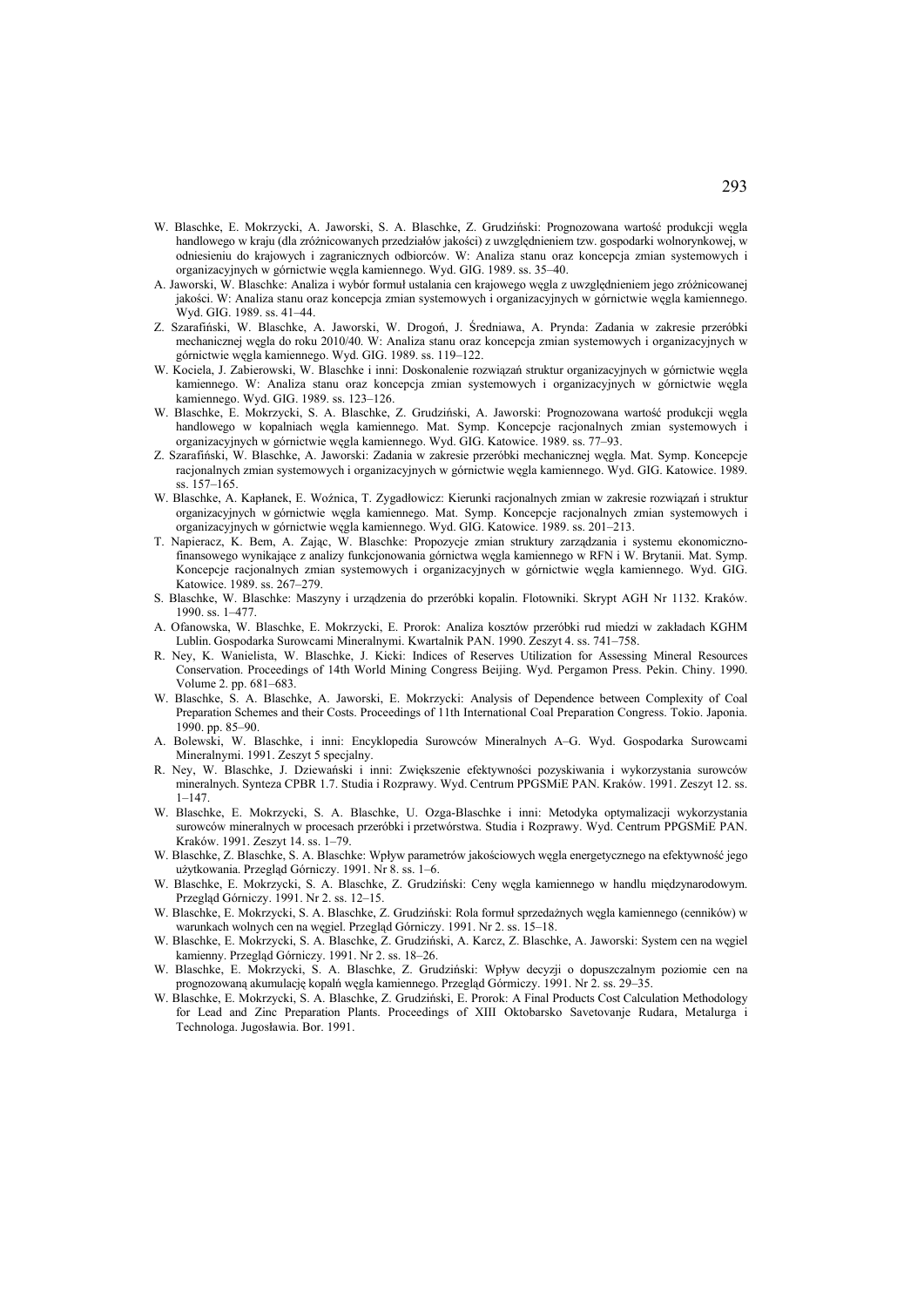W. Blaschke, E. Mokrzycki, A. Jaworski, S. A. Blaschke, Z. Grudziński: Prognozowana wartość produkcji węgla handlowego w kraju (dla zróżnicowanych przedziałów jakości) z uwzględnieniem tzw. gospodarki wolnorynkowej, w odniesieniu do krajowych i zagranicznych odbiorców. W: Analiza stanu oraz koncepcja zmian systemowych i organizacyjnych w górnictwie węgla kamiennego. Wyd. GIG. 1989. ss. 35–40.

A. Jaworski, W. Blaschke: Analiza i wybór formuł ustalania cen krajowego węgla z uwzględnieniem jego zróżnicowanej jakości. W: Analiza stanu oraz koncepcja zmian systemowych i organizacyjnych w górnictwie węgla kamiennego. Wyd. GIG. 1989. ss. 41–44.

Z. Szarafiński, W. Blaschke, A. Jaworski, W. Drogoń, J. Średniawa, A. Prynda: Zadania w zakresie przeróbki mechanicznej węgla do roku 2010/40. W: Analiza stanu oraz koncepcja zmian systemowych i organizacyjnych w górnictwie węgla kamiennego. Wyd. GIG. 1989. ss. 119–122.

W. Kociela, J. Zabierowski, W. Blaschke i inni: Doskonalenie rozwiązań struktur organizacyjnych w górnictwie węgla kamiennego. W: Analiza stanu oraz koncepcja zmian systemowych i organizacyjnych w górnictwie węgla kamiennego. Wyd. GIG. 1989. ss. 123–126.

W. Blaschke, E. Mokrzycki, S. A. Blaschke, Z. Grudziński, A. Jaworski: Prognozowana wartość produkcji węgla handlowego w kopalniach węgla kamiennego. Mat. Symp. Koncepcje racjonalnych zmian systemowych i organizacyjnych w górnictwie węgla kamiennego. Wyd. GIG. Katowice. 1989. ss. 77–93.

Z. Szarafiński, W. Blaschke, A. Jaworski: Zadania w zakresie przeróbki mechanicznej węgla. Mat. Symp. Koncepcje racjonalnych zmian systemowych i organizacyjnych w górnictwie węgla kamiennego. Wyd. GIG. Katowice. 1989. ss. 157–165.

W. Blaschke, A. Kapłanek, E. Woźnica, T. Zygadłowicz: Kierunki racjonalnych zmian w zakresie rozwiązań i struktur organizacyjnych w górnictwie węgla kamiennego. Mat. Symp. Koncepcje racjonalnych zmian systemowych i organizacyjnych w górnictwie węgla kamiennego. Wyd. GIG. Katowice. 1989. ss. 201–213.

T. Napieracz, K. Bem, A. Zając, W. Blaschke: Propozycje zmian struktury zarządzania i systemu ekonomiczno-finansowego wynikające z analizy funkcjonowania górnictwa węgla kamiennego w RFN i W. Brytanii. Mat. Symp. Koncepcje racjonalnych zmian systemowych i organizacyjnych w górnictwie węgla kamiennego. Wyd. GIG. Katowice. 1989. ss. 267–279.

S. Blaschke, W. Blaschke: Maszyny i urządzenia do przeróbki kopalin. Flotowniki. Skrypt AGH Nr 1132. Kraków. 1990. ss. 1–477.

A. Ofanowska, W. Blaschke, E. Mokrzycki, E. Prorok: Analiza kosztów przeróbki rud miedzi w zakładach KGHM Lublin. Gospodarka Surowcami Mineralnymi. Kwartalnik PAN. 1990. Zeszyt 4. ss. 741–758.

R. Ney, K. Wanielista, W. Blaschke, J. Kicki: Indices of Reserves Utilization for Assessing Mineral Resources Conservation. Proceedings of 14th World Mining Congress Beijing. Wyd. Pergamon Press. Pekin. Chiny. 1990. Volume 2. pp. 681–683.

W. Blaschke, S. A. Blaschke, A. Jaworski, E. Mokrzycki: Analysis of Dependence between Complexity of Coal Preparation Schemes and their Costs. Proceedings of 11th International Coal Preparation Congress. Tokio. Japonia. 1990. pp. 85–90.

A. Bolewski, W. Blaschke, i inni: Encyklopedia Surowców Mineralnych A–G. Wyd. Gospodarka Surowcami Mineralnymi. 1991. Zeszyt 5 specjalny.

R. Ney, W. Blaschke, J. Dziewański i inni: Zwiększenie efektywności pozyskiwania i wykorzystania surowców mineralnych. Synteza CPBR 1.7. Studia i Rozprawy. Wyd. Centrum PPGSMiE PAN. Kraków. 1991. Zeszyt 12. ss. 1–147.

W. Blaschke, E. Mokrzycki, S. A. Blaschke, U. Ozga-Blaschke i inni: Metodyka optymalizacji wykorzystania surowców mineralnych w procesach przeróbki i przetwórstwa. Studia i Rozprawy. Wyd. Centrum PPGSMiE PAN. Kraków. 1991. Zeszyt 14. ss. 1–79.

W. Blaschke, Z. Blaschke, S. A. Blaschke: Wpływ parametrów jakościowych węgla energetycznego na efektywność jego użytkowania. Przegląd Górniczy. 1991. Nr 8. ss. 1–6.

W. Blaschke, E. Mokrzycki, S. A. Blaschke, Z. Grudziński: Ceny węgla kamiennego w handlu międzynarodowym. Przegląd Górniczy. 1991. Nr 2. ss. 12–15.

W. Blaschke, E. Mokrzycki, S. A. Blaschke, Z. Grudziński: Rola formuł sprzedażnych węgla kamiennego (cenników) w warunkach wolnych cen na węgiel. Przegląd Górniczy. 1991. Nr 2. ss. 15–18.

W. Blaschke, E. Mokrzycki, S. A. Blaschke, Z. Grudziński, A. Karcz, Z. Blaschke, A. Jaworski: System cen na węgiel kamienny. Przegląd Górniczy. 1991. Nr 2. ss. 18–26.

W. Blaschke, E. Mokrzycki, S. A. Blaschke, Z. Grudziński: Wpływ decyzji o dopuszczalnym poziomie cen na prognozowaną akumulację kopalń węgla kamiennego. Przegląd Górmiczy. 1991. Nr 2. ss. 29–35.

W. Blaschke, E. Mokrzycki, S. A. Blaschke, Z. Grudziński, E. Prorok: A Final Products Cost Calculation Methodology for Lead and Zinc Preparation Plants. Proceedings of XIII Oktobarsko Savetovanje Rudara, Metalurga i Technologa. Jugosławia. Bor. 1991.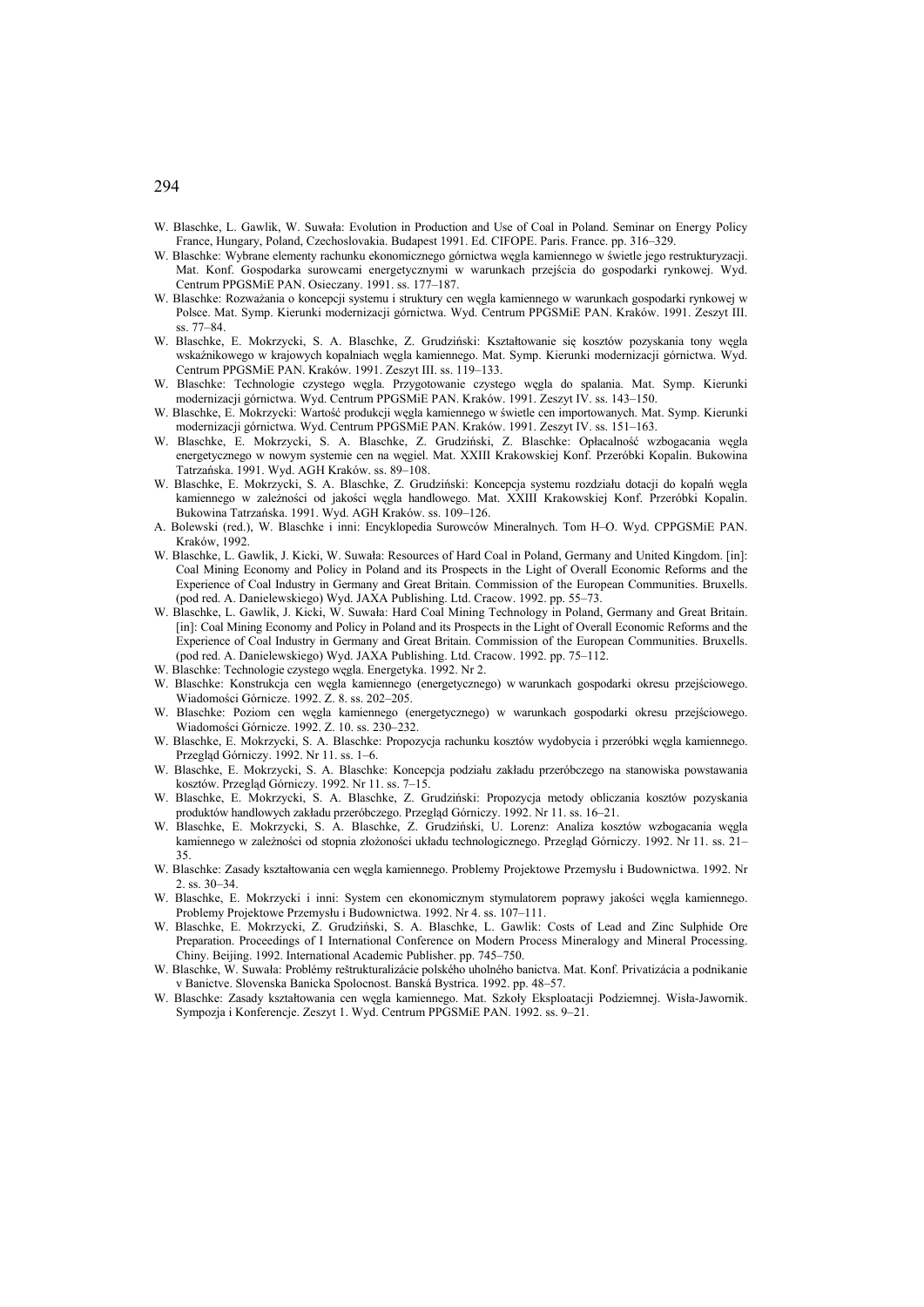W. Blaschke, L. Gawlik, W. Suwała: Evolution in Production and Use of Coal in Poland. Seminar on Energy Policy France, Hungary, Poland, Czechoslovakia. Budapest 1991. Ed. CIFOPE. Paris. France. pp. 316–329.

W. Blaschke: Wybrane elementy rachunku ekonomicznego górnictwa węgla kamiennego w świetle jego restrukturyzacji. Mat. Konf. Gospodarka surowcami energetycznymi w warunkach przejścia do gospodarki rynkowej. Wyd. Centrum PPGSMiE PAN. Osieczany. 1991. ss. 177–187.

W. Blaschke: Rozważania o koncepcji systemu i struktury cen węgla kamiennego w warunkach gospodarki rynkowej w Polsce. Mat. Symp. Kierunki modernizacji górnictwa. Wyd. Centrum PPGSMiE PAN. Kraków. 1991. Zeszyt III. ss. 77–84.

W. Blaschke, E. Mokrzycki, S. A. Blaschke, Z. Grudziński: Kształtowanie się kosztów pozyskania tony węgla wskaźnikowego w krajowych kopalniach węgla kamiennego. Mat. Symp. Kierunki modernizacji górnictwa. Wyd. Centrum PPGSMiE PAN. Kraków. 1991. Zeszyt III. ss. 119–133.

W. Blaschke: Technologie czystego węgla. Przygotowanie czystego węgla do spalania. Mat. Symp. Kierunki modernizacji górnictwa. Wyd. Centrum PPGSMiE PAN. Kraków. 1991. Zeszyt IV. ss. 143–150.

W. Blaschke, E. Mokrzycki: Wartość produkcji węgla kamiennego w świetle cen importowanych. Mat. Symp. Kierunki modernizacji górnictwa. Wyd. Centrum PPGSMiE PAN. Kraków. 1991. Zeszyt IV. ss. 151–163.

W. Blaschke, E. Mokrzycki, S. A. Blaschke, Z. Grudziński, Z. Blaschke: Opłacalność wzbogacania węgla energetycznego w nowym systemie cen na węgiel. Mat. XXIII Krakowskiej Konf. Przeróbki Kopalin. Bukowina Tatrzańska. 1991. Wyd. AGH Kraków. ss. 89–108.

W. Blaschke, E. Mokrzycki, S. A. Blaschke, Z. Grudziński: Koncepcja systemu rozdziału dotacji do kopalń węgla kamiennego w zależności od jakości węgla handlowego. Mat. XXIII Krakowskiej Konf. Przeróbki Kopalin. Bukowina Tatrzańska. 1991. Wyd. AGH Kraków. ss. 109–126.

A. Bolewski (red.), W. Blaschke i inni: Encyklopedia Surowców Mineralnych. Tom H–O. Wyd. CPPGSMiE PAN. Kraków, 1992.

W. Blaschke, L. Gawlik, J. Kicki, W. Suwała: Resources of Hard Coal in Poland, Germany and United Kingdom. [in]: Coal Mining Economy and Policy in Poland and its Prospects in the Light of Overall Economic Reforms and the Experience of Coal Industry in Germany and Great Britain. Commission of the European Communities. Bruxells. (pod red. A. Danielewskiego) Wyd. JAXA Publishing. Ltd. Cracow. 1992. pp. 55–73.

W. Blaschke, L. Gawlik, J. Kicki, W. Suwała: Hard Coal Mining Technology in Poland, Germany and Great Britain. [in]: Coal Mining Economy and Policy in Poland and its Prospects in the Light of Overall Economic Reforms and the Experience of Coal Industry in Germany and Great Britain. Commission of the European Communities. Bruxells. (pod red. A. Danielewskiego) Wyd. JAXA Publishing. Ltd. Cracow. 1992. pp. 75–112.

W. Blaschke: Technologie czystego węgla. Energetyka. 1992. Nr 2.

W. Blaschke: Konstrukcja cen węgla kamiennego (energetycznego) w warunkach gospodarki okresu przejściowego. Wiadomości Górnicze. 1992. Z. 8. ss. 202–205.

W. Blaschke: Poziom cen węgla kamiennego (energetycznego) w warunkach gospodarki okresu przejściowego. Wiadomości Górnicze. 1992. Z. 10. ss. 230–232.

W. Blaschke, E. Mokrzycki, S. A. Blaschke: Propozycja rachunku kosztów wydobycia i przeróbki węgla kamiennego. Przegląd Górniczy. 1992. Nr 11. ss. 1–6.

W. Blaschke, E. Mokrzycki, S. A. Blaschke: Koncepcja podziału zakładu przeróbczego na stanowiska powstawania kosztów. Przegląd Górniczy. 1992. Nr 11. ss. 7–15.

W. Blaschke, E. Mokrzycki, S. A. Blaschke, Z. Grudziński: Propozycja metody obliczania kosztów pozyskania produktów handlowych zakładu przeróbczego. Przegląd Górniczy. 1992. Nr 11. ss. 16–21.

W. Blaschke, E. Mokrzycki, S. A. Blaschke, Z. Grudziński, U. Lorenz: Analiza kosztów wzbogacania węgla kamiennego w zależności od stopnia złożoności układu technologicznego. Przegląd Górniczy. 1992. Nr 11. ss. 21–35.

W. Blaschke: Zasady kształtowania cen węgla kamiennego. Problemy Projektowe Przemysłu i Budownictwa. 1992. Nr 2. ss. 30–34.

W. Blaschke, E. Mokrzycki i inni: System cen ekonomicznym stymulatorem poprawy jakości węgla kamiennego. Problemy Projektowe Przemysłu i Budownictwa. 1992. Nr 4. ss. 107–111.

W. Blaschke, E. Mokrzycki, Z. Grudziński, S. A. Blaschke, L. Gawlik: Costs of Lead and Zinc Sulphide Ore Preparation. Proceedings of I International Conference on Modern Process Mineralogy and Mineral Processing. Chiny. Beijing. 1992. International Academic Publisher. pp. 745–750.

W. Blaschke, W. Suwała: Problémy reštrukturalizácie polského uholného banictva. Mat. Konf. Privatizácia a podnikanie v Banictve. Slovenska Banicka Spolocnost. Banská Bystrica. 1992. pp. 48–57.

W. Blaschke: Zasady kształtowania cen węgla kamiennego. Mat. Szkoły Eksploatacji Podziemnej. Wisła-Jawornik. Sympozja i Konferencje. Zeszyt 1. Wyd. Centrum PPGSMiE PAN. 1992. ss. 9–21.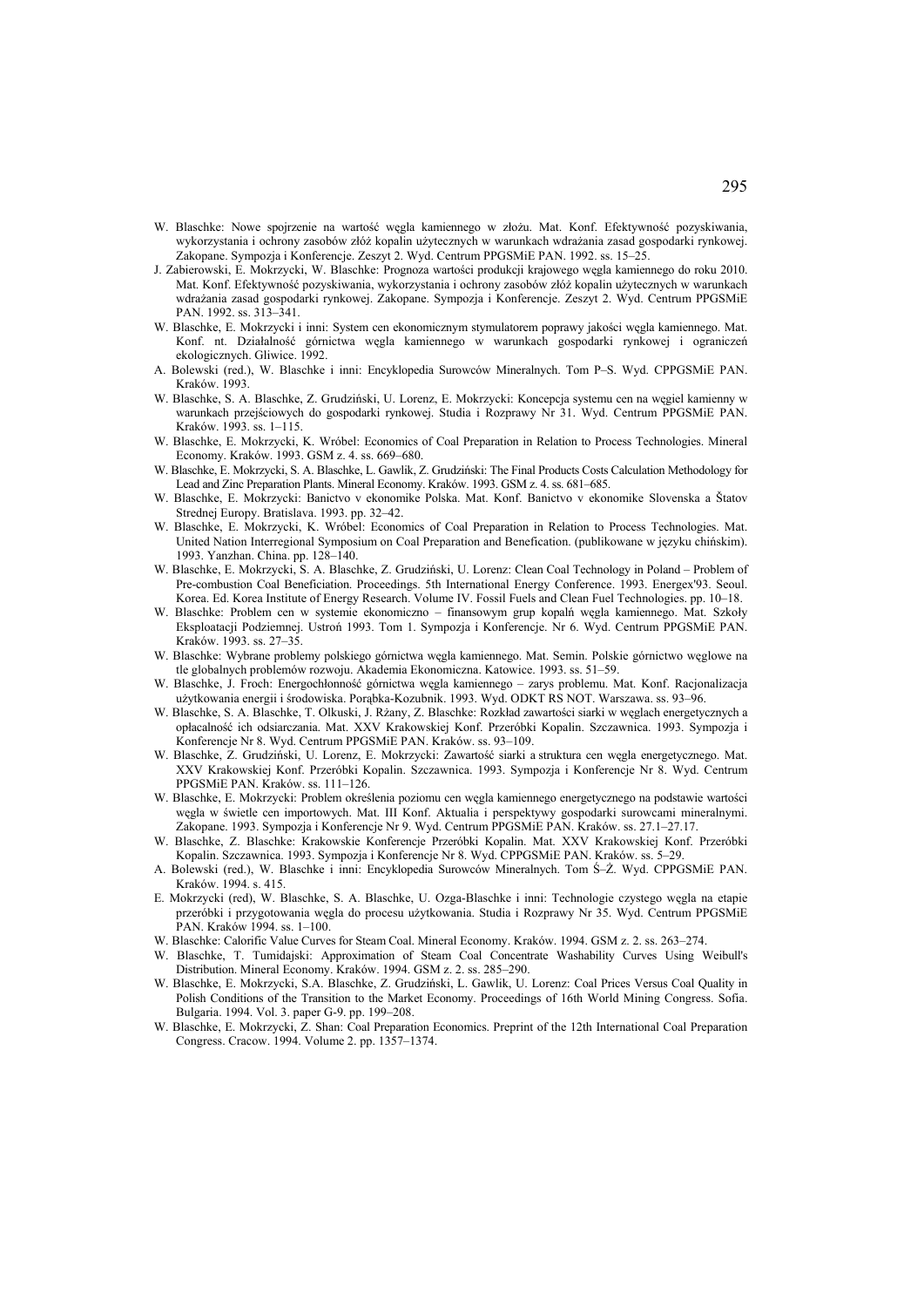W. Blaschke: Nowe spojrzenie na wartość węgla kamiennego w złożu. Mat. Konf. Efektywność pozyskiwania, wykorzystania i ochrony zasobów złóż kopalin użytecznych w warunkach wdrażania zasad gospodarki rynkowej. Zakopane. Sympozja i Konferencje. Zeszyt 2. Wyd. Centrum PPGSMiE PAN. 1992. ss. 15–25.

J. Zabierowski, E. Mokrzycki, W. Blaschke: Prognoza wartości produkcji krajowego węgla kamiennego do roku 2010. Mat. Konf. Efektywność pozyskiwania, wykorzystania i ochrony zasobów złóż kopalin użytecznych w warunkach wdrażania zasad gospodarki rynkowej. Zakopane. Sympozja i Konferencje. Zeszyt 2. Wyd. Centrum PPGSMiE PAN. 1992. ss. 313–341.

W. Blaschke, E. Mokrzycki i inni: System cen ekonomicznym stymulatorem poprawy jakości węgla kamiennego. Mat. Konf. nt. Działalność górnictwa węgla kamiennego w warunkach gospodarki rynkowej i ograniczeń ekologicznych. Gliwice. 1992.

A. Bolewski (red.), W. Blaschke i inni: Encyklopedia Surowców Mineralnych. Tom P–S. Wyd. CPPGSMiE PAN. Kraków. 1993.

W. Blaschke, S. A. Blaschke, Z. Grudziński, U. Lorenz, E. Mokrzycki: Koncepcja systemu cen na węgiel kamienny w warunkach przejściowych do gospodarki rynkowej. Studia i Rozprawy Nr 31. Wyd. Centrum PPGSMiE PAN. Kraków. 1993. ss. 1–115.

W. Blaschke, E. Mokrzycki, K. Wróbel: Economics of Coal Preparation in Relation to Process Technologies. Mineral Economy. Kraków. 1993. GSM z. 4. ss. 669–680.

W. Blaschke, E. Mokrzycki, S. A. Blaschke, L. Gawlik, Z. Grudziński: The Final Products Costs Calculation Methodology for Lead and Zinc Preparation Plants. Mineral Economy. Kraków. 1993. GSM z. 4. ss. 681–685.

W. Blaschke, E. Mokrzycki: Banictvo v ekonomike Polska. Mat. Konf. Banictvo v ekonomike Slovenska a Štatov Strednej Europy. Bratislava. 1993. pp. 32–42.

W. Blaschke, E. Mokrzycki, K. Wróbel: Economics of Coal Preparation in Relation to Process Technologies. Mat. United Nation Interregional Symposium on Coal Preparation and Benefication. (publikowane w języku chińskim). 1993. Yanzhan. China. pp. 128–140.

W. Blaschke, E. Mokrzycki, S. A. Blaschke, Z. Grudziński, U. Lorenz: Clean Coal Technology in Poland – Problem of Pre-combustion Coal Beneficiation. Proceedings. 5th International Energy Conference. 1993. Energex'93. Seoul. Korea. Ed. Korea Institute of Energy Research. Volume IV. Fossil Fuels and Clean Fuel Technologies. pp. 10–18.

W. Blaschke: Problem cen w systemie ekonomiczno – finansowym grup kopalń węgla kamiennego. Mat. Szkoły Eksploatacji Podziemnej. Ustroń 1993. Tom 1. Sympozja i Konferencje. Nr 6. Wyd. Centrum PPGSMiE PAN. Kraków. 1993. ss. 27–35.

W. Blaschke: Wybrane problemy polskiego górnictwa węgla kamiennego. Mat. Semin. Polskie górnictwo węglowe na tle globalnych problemów rozwoju. Akademia Ekonomiczna. Katowice. 1993. ss. 51–59.

W. Blaschke, J. Froch: Energochłonność górnictwa węgla kamiennego – zarys problemu. Mat. Konf. Racjonalizacja użytkowania energii i środowiska. Porąbka-Kozubnik. 1993. Wyd. ODKT RS NOT. Warszawa. ss. 93–96.

W. Blaschke, S. A. Blaschke, T. Olkuski, J. Rżany, Z. Blaschke: Rozkład zawartości siarki w węglach energetycznych a opłacalność ich odsiarczania. Mat. XXV Krakowskiej Konf. Przeróbki Kopalin. Szczawnica. 1993. Sympozja i Konferencje Nr 8. Wyd. Centrum PPGSMiE PAN. Kraków. ss. 93–109.

W. Blaschke, Z. Grudziński, U. Lorenz, E. Mokrzycki: Zawartość siarki a struktura cen węgla energetycznego. Mat. XXV Krakowskiej Konf. Przeróbki Kopalin. Szczawnica. 1993. Sympozja i Konferencje Nr 8. Wyd. Centrum PPGSMiE PAN. Kraków. ss. 111–126.

W. Blaschke, E. Mokrzycki: Problem określenia poziomu cen węgla kamiennego energetycznego na podstawie wartości węgla w świetle cen importowych. Mat. III Konf. Aktualia i perspektywy gospodarki surowcami mineralnymi. Zakopane. 1993. Sympozja i Konferencje Nr 9. Wyd. Centrum PPGSMiE PAN. Kraków. ss. 27.1–27.17.

W. Blaschke, Z. Blaschke: Krakowskie Konferencje Przeróbki Kopalin. Mat. XXV Krakowskiej Konf. Przeróbki Kopalin. Szczawnica. 1993. Sympozja i Konferencje Nr 8. Wyd. CPPGSMiE PAN. Kraków. ss. 5–29.

A. Bolewski (red.), W. Blaschke i inni: Encyklopedia Surowców Mineralnych. Tom Ś–Ż. Wyd. CPPGSMiE PAN. Kraków. 1994. s. 415.

E. Mokrzycki (red), W. Blaschke, S. A. Blaschke, U. Ozga-Blaschke i inni: Technologie czystego węgla na etapie przeróbki i przygotowania węgla do procesu użytkowania. Studia i Rozprawy Nr 35. Wyd. Centrum PPGSMiE PAN. Kraków 1994. ss. 1–100.

W. Blaschke: Calorific Value Curves for Steam Coal. Mineral Economy. Kraków. 1994. GSM z. 2. ss. 263–274.

W. Blaschke, T. Tumidajski: Approximation of Steam Coal Concentrate Washability Curves Using Weibull's Distribution. Mineral Economy. Kraków. 1994. GSM z. 2. ss. 285–290.

W. Blaschke, E. Mokrzycki, S.A. Blaschke, Z. Grudziński, L. Gawlik, U. Lorenz: Coal Prices Versus Coal Quality in Polish Conditions of the Transition to the Market Economy. Proceedings of 16th World Mining Congress. Sofia. Bulgaria. 1994. Vol. 3. paper G-9. pp. 199–208.

W. Blaschke, E. Mokrzycki, Z. Shan: Coal Preparation Economics. Preprint of the 12th International Coal Preparation Congress. Cracow. 1994. Volume 2. pp. 1357–1374.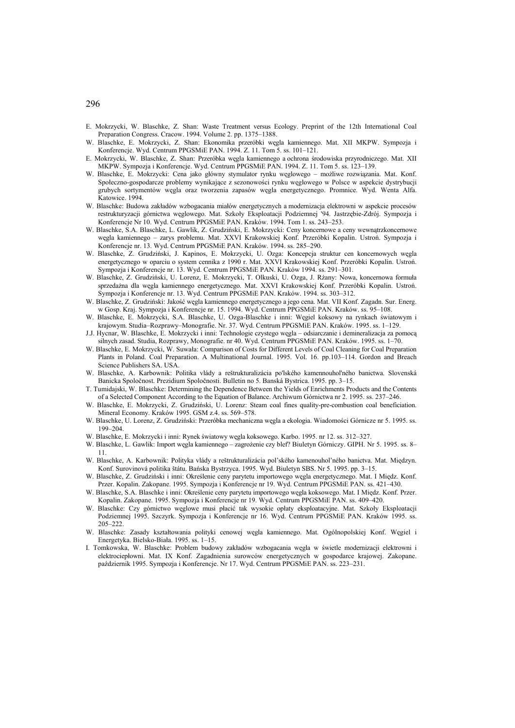E. Mokrzycki, W. Blaschke, Z. Shan: Waste Treatment versus Ecology. Preprint of the 12th International Coal Preparation Congress. Cracow. 1994. Volume 2. pp. 1375–1388.

W. Blaschke, E. Mokrzycki, Z. Shan: Ekonomika przeróbki węgla kamiennego. Mat. XII MKPW. Sympozja i Konferencje. Wyd. Centrum PPGSMiE PAN. 1994. Z. 11. Tom 5. ss. 101–121.

E. Mokrzycki, W. Blaschke, Z. Shan: Przeróbka węgla kamiennego a ochrona środowiska przyrodniczego. Mat. XII MKPW. Sympozja i Konferencje. Wyd. Centrum PPGSMiE PAN. 1994. Z. 11. Tom 5. ss. 123–139.

W. Blaschke, E. Mokrzycki: Cena jako główny stymulator rynku węglowego – możliwe rozwiązania. Mat. Konf. Społeczno-gospodarcze problemy wynikające z sezonowości rynku węglowego w Polsce w aspekcie dystrybucji grubych sortymentów węgla oraz tworzenia zapasów węgla energetycznego. Promnice. Wyd. Wenta Alfa. Katowice. 1994.

W. Blaschke: Budowa zakładów wzbogacania miałów energetycznych a modernizacja elektrowni w aspekcie procesów restrukturyzacji górnictwa węglowego. Mat. Szkoły Eksploatacji Podziemnej '94. Jastrzębie-Zdrój. Sympozja i Konferencje Nr 10. Wyd. Centrum PPGSMiE PAN. Kraków. 1994. Tom 1. ss. 243–253.

W. Blaschke, S.A. Blaschke, L. Gawlik, Z. Grudziński, E. Mokrzycki: Ceny koncernowe a ceny wewnątrzkoncernowe węgla kamiennego – zarys problemu. Mat. XXVI Krakowskiej Konf. Przeróbki Kopalin. Ustroń. Sympozja i Konferencje nr. 13. Wyd. Centrum PPGSMiE PAN. Kraków. 1994. ss. 285–290.

W. Blaschke, Z. Grudziński, J. Kapinos, E. Mokrzycki, U. Ozga: Koncepcja struktur cen koncernowych węgla energetycznego w oparciu o system cennika z 1990 r. Mat. XXVI Krakowskiej Konf. Przeróbki Kopalin. Ustroń. Sympozja i Konferencje nr. 13. Wyd. Centrum PPGSMiE PAN. Kraków 1994. ss. 291–301.

W. Blaschke, Z. Grudziński, U. Lorenz, E. Mokrzycki, T. Olkuski, U. Ozga, J. Rżany: Nowa, koncernowa formuła sprzedażna dla węgla kamiennego energetycznego. Mat. XXVI Krakowskiej Konf. Przeróbki Kopalin. Ustroń. Sympozja i Konferencje nr. 13. Wyd. Centrum PPGSMiE PAN. Kraków. 1994. ss. 303–312.

W. Blaschke, Z. Grudziński: Jakość węgla kamiennego energetycznego a jego cena. Mat. VII Konf. Zagadn. Sur. Energ. w Gosp. Kraj. Sympozja i Konferencje nr. 15. 1994. Wyd. Centrum PPGSMiE PAN. Kraków. ss. 95–108.

W. Blaschke, E. Mokrzycki, S.A. Blaschke, U. Ozga-Blaschke i inni: Węgiel koksowy na rynkach światowym i krajowym. Studia–Rozprawy–Monografie. Nr. 37. Wyd. Centrum PPGSMiE PAN. Kraków. 1995. ss. 1–129.

J.J. Hycnar, W. Blaschke, E. Mokrzycki i inni: Technologie czystego węgla – odsiarczanie i demineralizacja za pomocą silnych zasad. Studia, Rozprawy, Monografie. nr 40. Wyd. Centrum PPGSMiE PAN. Kraków. 1995. ss. 1–70.

W. Blaschke, E. Mokrzycki, W. Suwała: Comparison of Costs for Different Levels of Coal Cleaning for Coal Preparation Plants in Poland. Coal Preparation. A Multinational Journal. 1995. Vol. 16. pp.103–114. Gordon and Breach Science Publishers SA. USA.

W. Blaschke, A. Karbownik: Politika vlády a reštrukturalizácia po'lského kamennouhol'ného banictwa. Slovenská Banicka Spoločnost. Prezidium Spoločnosti. Bulletin no 5. Banská Bystrica. 1995. pp. 3–15.

T. Tumidajski, W. Blaschke: Determining the Dependence Between the Yields of Enrichments Products and the Contents of a Selected Component According to the Equation of Balance. Archiwum Górnictwa nr 2. 1995. ss. 237–246.

W. Blaschke, E. Mokrzycki, Z. Grudziński, U. Lorenz: Steam coal fines quality-pre-combustion coal beneficiation. Mineral Economy. Kraków 1995. GSM z.4. ss. 569–578.

W. Blaschke, U. Lorenz, Z. Grudziński: Przeróbka mechaniczna węgla a ekologia. Wiadomości Górnicze nr 5. 1995. ss. 199–204.

W. Blaschke, E. Mokrzycki i inni: Rynek światowy węgla koksowego. Karbo. 1995. nr 12. ss. 312–327.

W. Blaschke, L. Gawlik: Import węgla kamiennego – zagrożenie czy blef? Biuletyn Górniczy. GIPH. Nr 5. 1995. ss. 8–11.

W. Blaschke, A. Karbownik: Polityka vlády a reštrukturalizácia pol'ského kamenouhol'ného banictva. Mat. Międzyn. Konf. Surovinová politika štátu. Bańska Bystrzyca. 1995. Wyd. Biuletyn SBS. Nr 5. 1995. pp. 3–15.

W. Blaschke, Z. Grudziński i inni: Określenie ceny parytetu importowego węgla energetycznego. Mat. I Międz. Konf. Przer. Kopalin. Zakopane. 1995. Sympozja i Konferencje nr 19. Wyd. Centrum PPGSMiE PAN. ss. 421–430.

W. Blaschke, S.A. Blaschke i inni: Określenie ceny parytetu importowego węgla koksowego. Mat. I Międz. Konf. Przer. Kopalin. Zakopane. 1995. Sympozja i Konferencje nr 19. Wyd. Centrum PPGSMiE PAN. ss. 409–420.

W. Blaschke: Czy górnictwo węglowe musi płacić tak wysokie opłaty eksploatacyjne. Mat. Szkoły Eksploatacji Podziemnej 1995. Szczyrk. Sympozja i Konferencje nr 16. Wyd. Centrum PPGSMiE PAN. Kraków 1995. ss. 205–222.

W. Blaschke: Zasady kształtowania polityki cenowej węgla kamiennego. Mat. Ogólnopolskiej Konf. Węgiel i Energetyka. Bielsko-Biała. 1995. ss. 1–15.

I. Tomkowska, W. Blaschke: Problem budowy zakładów wzbogacania węgla w świetle modernizacji elektrowni i elektrociepłowni. Mat. IX Konf. Zagadnienia surowców energetycznych w gospodarce krajowej. Zakopane. październik 1995. Sympozja i Konferencje. Nr 17. Wyd. Centrum PPGSMiE PAN. ss. 223–231.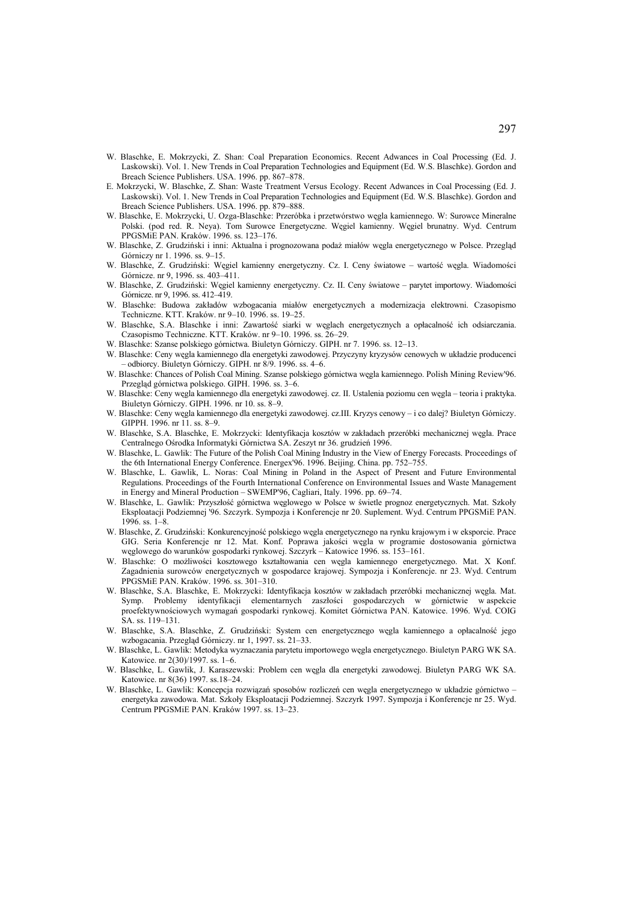W. Blaschke, E. Mokrzycki, Z. Shan: Coal Preparation Economics. Recent Adwances in Coal Processing (Ed. J. Laskowski). Vol. 1. New Trends in Coal Preparation Technologies and Equipment (Ed. W.S. Blaschke). Gordon and Breach Science Publishers. USA. 1996. pp. 867–878.

E. Mokrzycki, W. Blaschke, Z. Shan: Waste Treatment Versus Ecology. Recent Advances in Coal Processing (Ed. J. Laskowski). Vol. 1. New Trends in Coal Preparation Technologies and Equipment (Ed. W.S. Blaschke). Gordon and Breach Science Publishers. USA. 1996. pp. 879–888.

W. Blaschke, E. Mokrzycki, U. Ozga-Blaschke: Przeróbka i przetwórstwo węgla kamiennego. W: Surowce Mineralne Polski. (pod red. R. Neya). Tom Surowce Energetyczne. Węgiel kamienny. Węgiel brunatny. Wyd. Centrum PPGSMiE PAN. Kraków. 1996. ss. 123–176.

W. Blaschke, Z. Grudziński i inni: Aktualna i prognozowana podaż miałów węgla energetycznego w Polsce. Przegląd Górniczy nr 1. 1996. ss. 9–15.

W. Blaschke, Z. Grudziński: Węgiel kamienny energetyczny. Cz. I. Ceny światowe – wartość węgla. Wiadomości Górnicze. nr 9, 1996. ss. 403–411.

W. Blaschke, Z. Grudziński: Węgiel kamienny energetyczny. Cz. II. Ceny światowe – parytet importowy. Wiadomości Górnicze. nr 9, 1996. ss. 412–419.

W. Blaschke: Budowa zakładów wzbogacania miałów energetycznych a modernizacja elektrowni. Czasopismo Techniczne. KTT. Kraków. nr 9–10. 1996. ss. 19–25.

W. Blaschke, S.A. Blaschke i inni: Zawartość siarki w węglach energetycznych a opłacalność ich odsiarczania. Czasopismo Techniczne. KTT. Kraków. nr 9–10. 1996. ss. 26–29.

W. Blaschke: Szanse polskiego górnictwa. Biuletyn Górniczy. GIPH. nr 7. 1996. ss. 12–13.

W. Blaschke: Ceny węgla kamiennego dla energetyki zawodowej. Przyczyny kryzysów cenowych w układzie producenci – odbiorcy. Biuletyn Górniczy. GIPH. nr 8/9. 1996. ss. 4–6.

W. Blaschke: Chances of Polish Coal Mining. Szanse polskiego górnictwa węgla kamiennego. Polish Mining Review'96. Przegląd górnictwa polskiego. GIPH. 1996. ss. 3–6.

W. Blaschke: Ceny węgla kamiennego dla energetyki zawodowej. cz. II. Ustalenia poziomu cen węgla – teoria i praktyka. Biuletyn Górniczy. GIPH. 1996. nr 10. ss. 8–9.

W. Blaschke: Ceny węgla kamiennego dla energetyki zawodowej. cz.III. Kryzys cenowy – i co dalej? Biuletyn Górniczy. GIPPH. 1996. nr 11. ss. 8–9.

W. Blaschke, S.A. Blaschke, E. Mokrzycki: Identyfikacja kosztów w zakładach przeróbki mechanicznej węgla. Prace Centralnego Ośrodka Informatyki Górnictwa SA. Zeszyt nr 36. grudzień 1996.

W. Blaschke, L. Gawlik: The Future of the Polish Coal Mining Industry in the View of Energy Forecasts. Proceedings of the 6th International Energy Conference. Energex'96. 1996. Beijing. China. pp. 752–755.

W. Blaschke, L. Gawlik, L. Noras: Coal Mining in Poland in the Aspect of Present and Future Environmental Regulations. Proceedings of the Fourth International Conference on Environmental Issues and Waste Management in Energy and Mineral Production – SWEMP'96, Cagliari, Italy. 1996. pp. 69–74.

W. Blaschke, L. Gawlik: Przyszłość górnictwa węglowego w Polsce w świetle prognoz energetycznych. Mat. Szkoły Eksploatacji Podziemnej '96. Szczyrk. Sympozja i Konferencje nr 20. Suplement. Wyd. Centrum PPGSMiE PAN. 1996. ss. 1–8.

W. Blaschke, Z. Grudziński: Konkurencyjność polskiego węgla energetycznego na rynku krajowym i w eksporcie. Prace GIG. Seria Konferencje nr 12. Mat. Konf. Poprawa jakości węgla w programie dostosowania górnictwa węglowego do warunków gospodarki rynkowej. Szczyrk – Katowice 1996. ss. 153–161.

W. Blaschke: O możliwości kosztowego kształtowania cen węgla kamiennego energetycznego. Mat. X Konf. Zagadnienia surowców energetycznych w gospodarce krajowej. Sympozja i Konferencje. nr 23. Wyd. Centrum PPGSMiE PAN. Kraków. 1996. ss. 301–310.

W. Blaschke, S.A. Blaschke, E. Mokrzycki: Identyfikacja kosztów w zakładach przeróbki mechanicznej węgla. Mat. Symp. Problemy identyfikacji elementarnych zaszłości gospodarczych w górnictwie w aspekcie proefektywnościowych wymagań gospodarki rynkowej. Komitet Górnictwa PAN. Katowice. 1996. Wyd. COIG SA. ss. 119–131.

W. Blaschke, S.A. Blaschke, Z. Grudziński: System cen energetycznego węgla kamiennego a opłacalność jego wzbogacania. Przegląd Górniczy. nr 1, 1997. ss. 21–33.

W. Blaschke, L. Gawlik: Metodyka wyznaczania parytetu importowego węgla energetycznego. Biuletyn PARG WK SA. Katowice. nr 2(30)/1997. ss. 1–6.

W. Blaschke, L. Gawlik, J. Karaszewski: Problem cen węgla dla energetyki zawodowej. Biuletyn PARG WK SA. Katowice. nr 8(36) 1997. ss.18–24.

W. Blaschke, L. Gawlik: Koncepcja rozwiązań sposobów rozliczeń cen węgla energetycznego w układzie górnictwo – energetyka zawodowa. Mat. Szkoły Eksploatacji Podziemnej. Szczyrk 1997. Sympozja i Konferencje nr 25. Wyd. Centrum PPGSMiE PAN. Kraków 1997. ss. 13–23.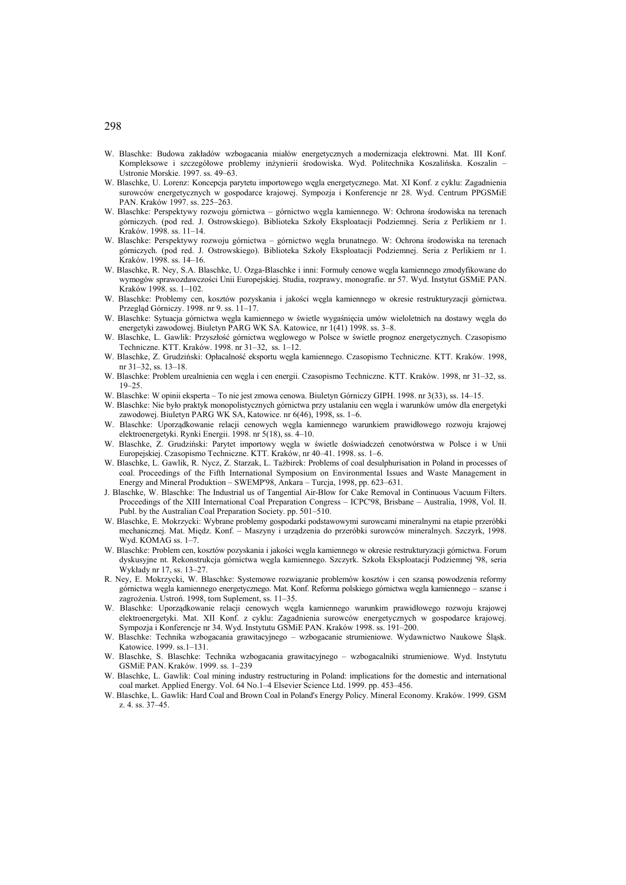W. Blaschke: Budowa zakładów wzbogacania miałów energetycznych a modernizacja elektrowni. Mat. III Konf. Kompleksowe i szczegółowe problemy inżynierii środowiska. Wyd. Politechnika Koszalińska. Koszalin – Ustronie Morskie. 1997. ss. 49–63.

W. Blaschke, U. Lorenz: Koncepcja parytetu importowego węgla energetycznego. Mat. XI Konf. z cyklu: Zagadnienia surowców energetycznych w gospodarce krajowej. Sympozja i Konferencje nr 28. Wyd. Centrum PPGSMiE PAN. Kraków 1997. ss. 225–263.

W. Blaschke: Perspektywy rozwoju górnictwa – górnictwo węgla kamiennego. W: Ochrona środowiska na terenach górniczych. (pod red. J. Ostrowskiego). Biblioteka Szkoły Eksploatacji Podziemnej. Seria z Perlikiem nr 1. Kraków. 1998. ss. 11–14.

W. Blaschke: Perspektywy rozwoju górnictwa – górnictwo węgla brunatnego. W: Ochrona środowiska na terenach górniczych. (pod red. J. Ostrowskiego). Biblioteka Szkoły Eksploatacji Podziemnej. Seria z Perlikiem nr 1. Kraków. 1998. ss. 14–16.

W. Blaschke, R. Ney, S.A. Blaschke, U. Ozga-Blaschke i inni: Formuły cenowe węgla kamiennego zmodyfikowane do wymogów sprawozdawczości Unii Europejskiej. Studia, rozprawy, monografie. nr 57. Wyd. Instytut GSMiE PAN. Kraków 1998. ss. 1–102.

W. Blaschke: Problemy cen, kosztów pozyskania i jakości węgla kamiennego w okresie restrukturyzacji górnictwa. Przegląd Górniczy. 1998. nr 9. ss. 11–17.

W. Blaschke: Sytuacja górnictwa węgla kamiennego w świetle wygaśnięcia umów wieloletnich na dostawy węgla do energetyki zawodowej. Biuletyn PARG WK SA. Katowice, nr 1(41) 1998. ss. 3–8.

W. Blaschke, L. Gawlik: Przyszłość górnictwa węglowego w Polsce w świetle prognoz energetycznych. Czasopismo Techniczne. KTT. Kraków. 1998. nr 31–32, ss. 1–12.

W. Blaschke, Z. Grudziński: Opłacalność eksportu węgla kamiennego. Czasopismo Techniczne. KTT. Kraków. 1998, nr 31–32, ss. 13–18.

W. Blaschke: Problem urealnienia cen węgla i cen energii. Czasopismo Techniczne. KTT. Kraków. 1998, nr 31–32, ss. 19–25.

W. Blaschke: W opinii eksperta – To nie jest zmowa cenowa. Biuletyn Górniczy GIPH. 1998. nr 3(33), ss. 14–15.

W. Blaschke: Nie było praktyk monopolistycznych górnictwa przy ustalaniu cen węgla i warunków umów dla energetyki zawodowej. Biuletyn PARG WK SA, Katowice. nr 6(46), 1998, ss. 1–6.

W. Blaschke: Uporządkowanie relacji cenowych węgla kamiennego warunkiem prawidłowego rozwoju krajowej elektroenergetyki. Rynki Energii. 1998. nr 5(18), ss. 4–10.

W. Blaschke, Z. Grudziński: Parytet importowy węgla w świetle doświadczeń cenotwórstwa w Polsce i w Unii Europejskiej. Czasopismo Techniczne. KTT. Kraków, nr 40–41. 1998. ss. 1–6.

W. Blaschke, L. Gawlik, R. Nycz, Z. Starzak, L. Tażbirek: Problems of coal desulphurisation in Poland in processes of coal. Proceedings of the Fifth International Symposium on Environmental Issues and Waste Management in Energy and Mineral Produktion – SWEMP'98, Ankara – Turcja, 1998, pp. 623–631.

J. Blaschke, W. Blaschke: The Industrial us of Tangential Air-Blow for Cake Removal in Continuous Vacuum Filters. Proceedings of the XIII International Coal Preparation Congress – ICPC'98, Brisbane – Australia, 1998, Vol. II. Publ. by the Australian Coal Preparation Society. pp. 501–510.

W. Blaschke, E. Mokrzycki: Wybrane problemy gospodarki podstawowymi surowcami mineralnymi na etapie przeróbki mechanicznej. Mat. Międz. Konf. – Maszyny i urządzenia do przeróbki surowców mineralnych. Szczyrk, 1998. Wyd. KOMAG ss. 1–7.

W. Blaschke: Problem cen, kosztów pozyskania i jakości węgla kamiennego w okresie restrukturyzacji górnictwa. Forum dyskusyjne nt. Rekonstrukcja górnictwa węgla kamiennego. Szczyrk. Szkoła Eksploatacji Podziemnej '98, seria Wykłady nr 17, ss. 13–27.

R. Ney, E. Mokrzycki, W. Blaschke: Systemowe rozwiązanie problemów kosztów i cen szansą powodzenia reformy górnictwa węgla kamiennego energetycznego. Mat. Konf. Reforma polskiego górnictwa węgla kamiennego – szanse i zagrożenia. Ustroń. 1998, tom Suplement, ss. 11–35.

W. Blaschke: Uporządkowanie relacji cenowych węgla kamiennego warunkim prawidłowego rozwoju krajowej elektroenergetyki. Mat. XII Konf. z cyklu: Zagadnienia surowców energetycznych w gospodarce krajowej. Sympozja i Konferencje nr 34. Wyd. Instytutu GSMiE PAN. Kraków 1998. ss. 191–200.

W. Blaschke: Technika wzbogacania grawitacyjnego – wzbogacanie strumieniowe. Wydawnictwo Naukowe Śląsk. Katowice. 1999. ss.1–131.

W. Blaschke, S. Blaschke: Technika wzbogacania grawitacyjnego – wzbogacalniki strumieniowe. Wyd. Instytutu GSMiE PAN. Kraków. 1999. ss. 1–239

W. Blaschke, L. Gawlik: Coal mining industry restructuring in Poland: implications for the domestic and international coal market. Applied Energy. Vol. 64 No.1–4 Elsevier Science Ltd. 1999. pp. 453–456.

W. Blaschke, L. Gawlik: Hard Coal and Brown Coal in Poland's Energy Policy. Mineral Economy. Kraków. 1999. GSM z. 4. ss. 37–45.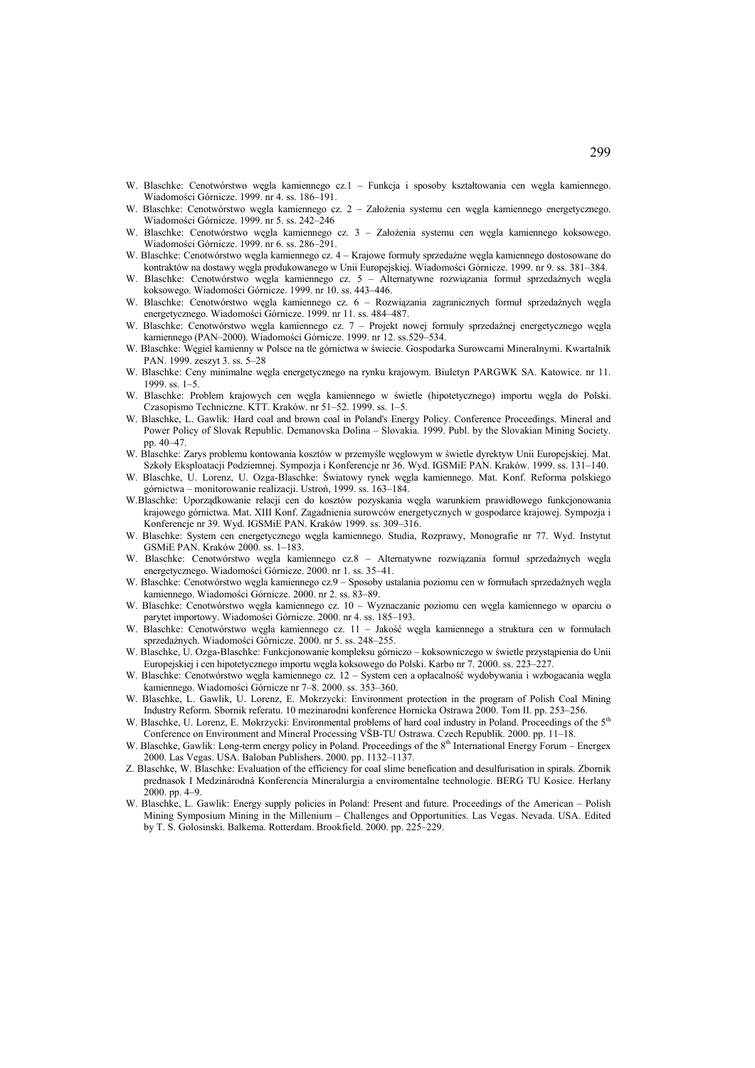- W. Blaschke: Cenotwórstwo węgla kamiennego cz.1 – Funkcja i sposoby kształtowania cen węgla kamiennego. Wiadomości Górnicze. 1999. nr 4. ss. 186–191.
- W. Blaschke: Cenotwórstwo węgla kamiennego cz. 2 – Założenia systemu cen węgla kamiennego energetycznego. Wiadomości Górnicze. 1999. nr 5. ss. 242–246
- W. Blaschke: Cenotwórstwo węgla kamiennego cz. 3 – Założenia systemu cen węgla kamiennego koksowego. Wiadomości Górnicze. 1999. nr 6. ss. 286–291.
- W. Blaschke: Cenotwórstwo węgla kamiennego cz. 4 – Krajowe formuły sprzedażne węgla kamiennego dostosowane do kontraktów na dostawy węgla produkowanego w Unii Europejskiej. Wiadomości Górnicze. 1999. nr 9. ss. 381–384.
- W. Blaschke: Cenotwórstwo węgla kamiennego cz. 5 – Alternatywne rozwiązania formuł sprzedażnych węgla koksowego. Wiadomości Górnicze. 1999. nr 10. ss. 443–446.
- W. Blaschke: Cenotwórstwo węgla kamiennego cz. 6 – Rozwiązania zagranicznych formuł sprzedażnych węgla energetycznego. Wiadomości Górnicze. 1999. nr 11. ss. 484–487.
- W. Blaschke: Cenotwórstwo węgla kamiennego cz. 7 – Projekt nowej formuły sprzedażnej energetycznego węgla kamiennego (PAN–2000). Wiadomości Górnicze. 1999. nr 12. ss.529–534.
- W. Blaschke: Węgiel kamienny w Polsce na tle górnictwa w świecie. Gospodarka Surowcami Mineralnymi. Kwartalnik PAN. 1999. zeszyt 3. ss. 5–28
- W. Blaschke: Ceny minimalne węgla energetycznego na rynku krajowym. Biuletyn PARGWK SA. Katowice. nr 11. 1999. ss. 1–5.
- W. Blaschke: Problem krajowych cen węgla kamiennego w świetle (hipotetycznego) importu węgla do Polski. Czasopismo Techniczne. KTT. Kraków. nr 51–52. 1999. ss. 1–5.
- W. Blaschke, L. Gawlik: Hard coal and brown coal in Poland's Energy Policy. Conference Proceedings. Mineral and Power Policy of Slovak Republic. Demanovska Dolina – Slovakia. 1999. Publ. by the Slovakian Mining Society. pp. 40–47.
- W. Blaschke: Zarys problemu kontowania kosztów w przemyśle węglowym w świetle dyrektyw Unii Europejskiej. Mat. Szkoły Eksploatacji Podziemnej. Sympozja i Konferencje nr 36. Wyd. IGSMiE PAN. Kraków. 1999. ss. 131–140.
- W. Blaschke, U. Lorenz, U. Ozga-Blaschke: Światowy rynek węgla kamiennego. Mat. Konf. Reforma polskiego górnictwa – monitorowanie realizacji. Ustroń, 1999. ss. 163–184.
- W.Blaschke: Uporządkowanie relacji cen do kosztów pozyskania węgla warunkiem prawidłowego funkcjonowania krajowego górnictwa. Mat. XIII Konf. Zagadnienia surowców energetycznych w gospodarce krajowej. Sympozja i Konferencje nr 39. Wyd. IGSMiE PAN. Kraków 1999. ss. 309–316.
- W. Blaschke: System cen energetycznego węgla kamiennego. Studia, Rozprawy, Monografie nr 77. Wyd. Instytut GSMiE PAN. Kraków 2000. ss. 1–183.
- W. Blaschke: Cenotwórstwo węgla kamiennego cz.8 – Alternatywne rozwiązania formuł sprzedażnych węgla energetycznego. Wiadomości Górnicze. 2000. nr 1. ss. 35–41.
- W. Blaschke: Cenotwórstwo węgla kamiennego cz.9 – Sposoby ustalania poziomu cen w formułach sprzedażnych węgla kamiennego. Wiadomości Górnicze. 2000. nr 2. ss. 83–89.
- W. Blaschke: Cenotwórstwo węgla kamiennego cz. 10 – Wyznaczanie poziomu cen węgla kamiennego w oparciu o parytet importowy. Wiadomości Górnicze. 2000. nr 4. ss. 185–193.
- W. Blaschke: Cenotwórstwo węgla kamiennego cz. 11 – Jakość węgla kamiennego a struktura cen w formułach sprzedażnych. Wiadomości Górnicze. 2000. nr 5. ss. 248–255.
- W. Blaschke, U. Ozga-Blaschke: Funkcjonowanie kompleksu górniczo – koksowniczego w świetle przystąpienia do Unii Europejskiej i cen hipotetycznego importu węgla koksowego do Polski. Karbo nr 7. 2000. ss. 223–227.
- W. Blaschke: Cenotwórstwo węgla kamiennego cz. 12 – System cen a opłacalność wydobywania i wzbogacania węgla kamiennego. Wiadomości Górnicze nr 7–8. 2000. ss. 353–360.
- W. Blaschke, L. Gawlik, U. Lorenz, E. Mokrzycki: Environment protection in the program of Polish Coal Mining Industry Reform. Sbornik referatu. 10 mezinarodni konference Hornicka Ostrawa 2000. Tom II. pp. 253–256.
- W. Blaschke, U. Lorenz, E. Mokrzycki: Environmental problems of hard coal industry in Poland. Proceedings of the 5th Conference on Environment and Mineral Processing VŠB-TU Ostrawa. Czech Republik. 2000. pp. 11–18.
- W. Blaschke, Gawlik: Long-term energy policy in Poland. Proceedings of the 8th International Energy Forum – Energex 2000. Las Vegas. USA. Baloban Publishers. 2000. pp. 1132–1137.
- Z. Blaschke, W. Blaschke: Evaluation of the efficiency for coal slime benefication and desulfurisation in spirals. Zbornik prednasok I Medzinárodná Konferencia Mineralurgia a enviromentalne technologie. BERG TU Kosice. Herlany 2000. pp. 4–9.
- W. Blaschke, L. Gawlik: Energy supply policies in Poland: Present and future. Proceedings of the American – Polish Mining Symposium Mining in the Millenium – Challenges and Opportunities. Las Vegas. Nevada. USA. Edited by T. S. Golosinski. Balkema. Rotterdam. Brookfield. 2000. pp. 225–229.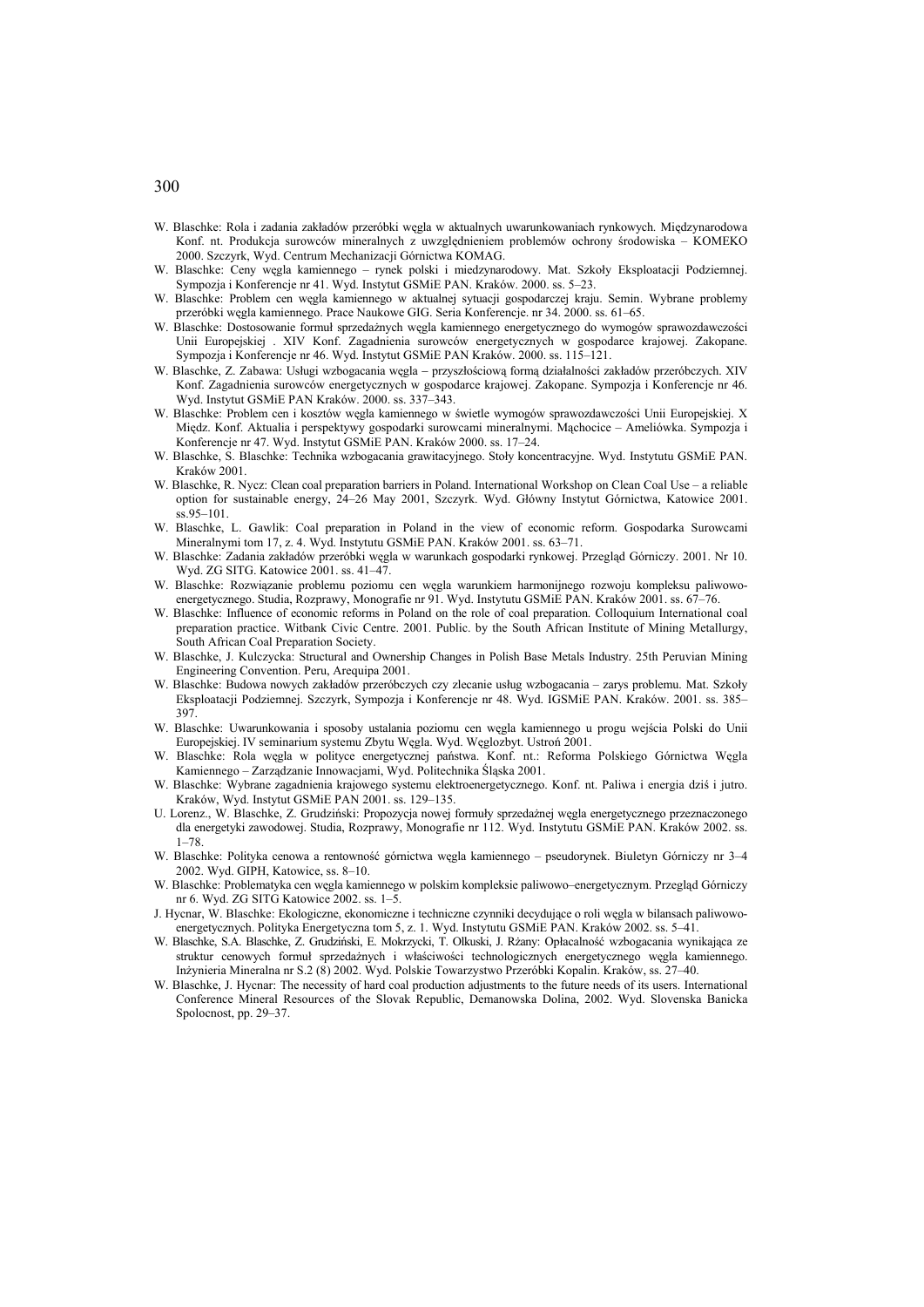W. Blaschke: Rola i zadania zakładów przeróbki węgla w aktualnych uwarunkowaniach rynkowych. Międzynarodowa Konf. nt. Produkcja surowców mineralnych z uwzględnieniem problemów ochrony środowiska – KOMEKO 2000. Szczyrk, Wyd. Centrum Mechanizacji Górnictwa KOMAG.

W. Blaschke: Ceny węgla kamiennego – rynek polski i miedzynarodowy. Mat. Szkoły Eksploatacji Podziemnej. Sympozja i Konferencje nr 41. Wyd. Instytut GSMiE PAN. Kraków. 2000. ss. 5–23.

W. Blaschke: Problem cen węgla kamiennego w aktualnej sytuacji gospodarczej kraju. Semin. Wybrane problemy przeróbki węgla kamiennego. Prace Naukowe GIG. Seria Konferencje. nr 34. 2000. ss. 61–65.

W. Blaschke: Dostosowanie formuł sprzedażnych węgla kamiennego energetycznego do wymogów sprawozdawczości Unii Europejskiej . XIV Konf. Zagadnienia surowców energetycznych w gospodarce krajowej. Zakopane. Sympozja i Konferencje nr 46. Wyd. Instytut GSMiE PAN Kraków. 2000. ss. 115–121.

W. Blaschke, Z. Zabawa: Usługi wzbogacania węgla – przyszłościową formą działalności zakładów przeróbczych. XIV Konf. Zagadnienia surowców energetycznych w gospodarce krajowej. Zakopane. Sympozja i Konferencje nr 46. Wyd. Instytut GSMiE PAN Kraków. 2000. ss. 337–343.

W. Blaschke: Problem cen i kosztów węgla kamiennego w świetle wymogów sprawozdawczości Unii Europejskiej. X Międz. Konf. Aktualia i perspektywy gospodarki surowcami mineralnymi. Mąchocice – Ameliówka. Sympozja i Konferencje nr 47. Wyd. Instytut GSMiE PAN. Kraków 2000. ss. 17–24.

W. Blaschke, S. Blaschke: Technika wzbogacania grawitacyjnego. Stoły koncentracyjne. Wyd. Instytutu GSMiE PAN. Kraków 2001.

W. Blaschke, R. Nycz: Clean coal preparation barriers in Poland. International Workshop on Clean Coal Use – a reliable option for sustainable energy, 24–26 May 2001, Szczyrk. Wyd. Główny Instytut Górnictwa, Katowice 2001. ss.95–101.

W. Blaschke, L. Gawlik: Coal preparation in Poland in the view of economic reform. Gospodarka Surowcami Mineralnymi tom 17, z. 4. Wyd. Instytutu GSMiE PAN. Kraków 2001. ss. 63–71.

W. Blaschke: Zadania zakładów przeróbki węgla w warunkach gospodarki rynkowej. Przegląd Górniczy. 2001. Nr 10. Wyd. ZG SITG. Katowice 2001. ss. 41–47.

W. Blaschke: Rozwiązanie problemu poziomu cen węgla warunkiem harmonijnego rozwoju kompleksu paliwowo-energetycznego. Studia, Rozprawy, Monografie nr 91. Wyd. Instytutu GSMiE PAN. Kraków 2001. ss. 67–76.

W. Blaschke: Influence of economic reforms in Poland on the role of coal preparation. Colloquium International coal preparation practice. Witbank Civic Centre. 2001. Public. by the South African Institute of Mining Metallurgy, South African Coal Preparation Society.

W. Blaschke, J. Kulczycka: Structural and Ownership Changes in Polish Base Metals Industry. 25th Peruvian Mining Engineering Convention. Peru, Arequipa 2001.

W. Blaschke: Budowa nowych zakładów przeróbczych czy zlecanie usług wzbogacania – zarys problemu. Mat. Szkoły Eksploatacji Podziemnej. Szczyrk, Sympozja i Konferencje nr 48. Wyd. IGSMiE PAN. Kraków. 2001. ss. 385–397.

W. Blaschke: Uwarunkowania i sposoby ustalania poziomu cen węgla kamiennego u progu wejścia Polski do Unii Europejskiej. IV seminarium systemu Zbytu Węgla. Wyd. Węglozbyt. Ustroń 2001.

W. Blaschke: Rola węgla w polityce energetycznej państwa. Konf. nt.: Reforma Polskiego Górnictwa Węgla Kamiennego – Zarządzanie Innowacjami, Wyd. Politechnika Śląska 2001.

W. Blaschke: Wybrane zagadnienia krajowego systemu elektroenergetycznego. Konf. nt. Paliwa i energia dziś i jutro. Kraków, Wyd. Instytut GSMiE PAN 2001. ss. 129–135.

U. Lorenz., W. Blaschke, Z. Grudziński: Propozycja nowej formuły sprzedażnej węgla energetycznego przeznaczonego dla energetyki zawodowej. Studia, Rozprawy, Monografie nr 112. Wyd. Instytutu GSMiE PAN. Kraków 2002. ss. 1–78.

W. Blaschke: Polityka cenowa a rentowność górnictwa węgla kamiennego – pseudorynek. Biuletyn Górniczy nr 3–4 2002. Wyd. GIPH, Katowice, ss. 8–10.

W. Blaschke: Problematyka cen węgla kamiennego w polskim kompleksie paliwowo–energetycznym. Przegląd Górniczy nr 6. Wyd. ZG SITG Katowice 2002. ss. 1–5.

J. Hycnar, W. Blaschke: Ekologiczne, ekonomiczne i techniczne czynniki decydujące o roli węgla w bilansach paliwowo-energetycznych. Polityka Energetyczna tom 5, z. 1. Wyd. Instytutu GSMiE PAN. Kraków 2002. ss. 5–41.

W. Blaschke, S.A. Blaschke, Z. Grudziński, E. Mokrzycki, T. Olkuski, J. Rżany: Opłacalność wzbogacania wynikająca ze struktur cenowych formuł sprzedażnych i właściwości technologicznych energetycznego węgla kamiennego. Inżynieria Mineralna nr S.2 (8) 2002. Wyd. Polskie Towarzystwo Przeróbki Kopalin. Kraków, ss. 27–40.

W. Blaschke, J. Hycnar: The necessity of hard coal production adjustments to the future needs of its users. International Conference Mineral Resources of the Slovak Republic, Demanowska Dolina, 2002. Wyd. Slovenska Banicka Spolocnost, pp. 29–37.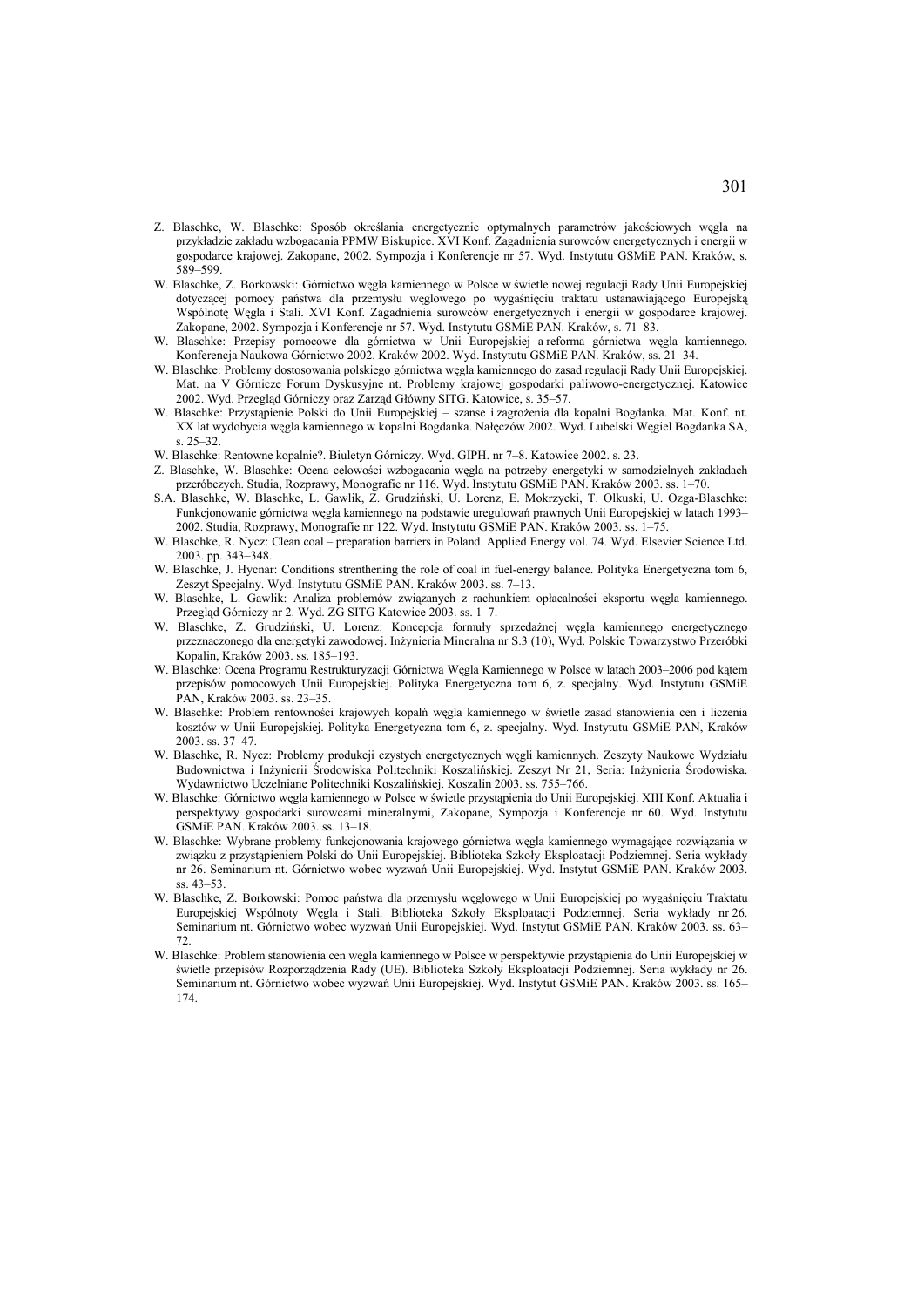Z. Blaschke, W. Blaschke: Sposób określania energetycznie optymalnych parametrów jakościowych węgla na przykładzie zakładu wzbogacania PPMW Biskupice. XVI Konf. Zagadnienia surowców energetycznych i energii w gospodarce krajowej. Zakopane, 2002. Sympozja i Konferencje nr 57. Wyd. Instytutu GSMiE PAN. Kraków, s. 589–599.

W. Blaschke, Z. Borkowski: Górnictwo węgla kamiennego w Polsce w świetle nowej regulacji Rady Unii Europejskiej dotyczącej pomocy państwa dla przemysłu węglowego po wygaśnięciu traktatu ustanawiającego Europejską Wspólnotę Węgla i Stali. XVI Konf. Zagadnienia surowców energetycznych i energii w gospodarce krajowej. Zakopane, 2002. Sympozja i Konferencje nr 57. Wyd. Instytutu GSMiE PAN. Kraków, s. 71–83.

W. Blaschke: Przepisy pomocowe dla górnictwa w Unii Europejskiej a reforma górnictwa węgla kamiennego. Konferencja Naukowa Górnictwo 2002. Kraków 2002. Wyd. Instytutu GSMiE PAN. Kraków, ss. 21–34.

W. Blaschke: Problemy dostosowania polskiego górnictwa węgla kamiennego do zasad regulacji Rady Unii Europejskiej. Mat. na V Górnicze Forum Dyskusyjne nt. Problemy krajowej gospodarki paliwowo-energetycznej. Katowice 2002. Wyd. Przegląd Górniczy oraz Zarząd Główny SITG. Katowice, s. 35–57.

W. Blaschke: Przystąpienie Polski do Unii Europejskiej – szanse i zagrożenia dla kopalni Bogdanka. Mat. Konf. nt. XX lat wydobycia węgla kamiennego w kopalni Bogdanka. Nałęczów 2002. Wyd. Lubelski Węgiel Bogdanka SA, s. 25–32.

W. Blaschke: Rentowne kopalnie?. Biuletyn Górniczy. Wyd. GIPH. nr 7–8. Katowice 2002. s. 23.

Z. Blaschke, W. Blaschke: Ocena celowości wzbogacania węgla na potrzeby energetyki w samodzielnych zakładach przeróbczych. Studia, Rozprawy, Monografie nr 116. Wyd. Instytutu GSMiE PAN. Kraków 2003. ss. 1–70.

S.A. Blaschke, W. Blaschke, L. Gawlik, Z. Grudziński, U. Lorenz, E. Mokrzycki, T. Olkuski, U. Ozga-Blaschke: Funkcjonowanie górnictwa węgla kamiennego na podstawie uregulowań prawnych Unii Europejskiej w latach 1993–2002. Studia, Rozprawy, Monografie nr 122. Wyd. Instytutu GSMiE PAN. Kraków 2003. ss. 1–75.

W. Blaschke, R. Nycz: Clean coal – preparation barriers in Poland. Applied Energy vol. 74. Wyd. Elsevier Science Ltd. 2003. pp. 343–348.

W. Blaschke, J. Hycnar: Conditions strenthening the role of coal in fuel-energy balance. Polityka Energetyczna tom 6, Zeszyt Specjalny. Wyd. Instytutu GSMiE PAN. Kraków 2003. ss. 7–13.

W. Blaschke, L. Gawlik: Analiza problemów związanych z rachunkiem opłacalności eksportu węgla kamiennego. Przegląd Górniczy nr 2. Wyd. ZG SITG Katowice 2003. ss. 1–7.

W. Blaschke, Z. Grudziński, U. Lorenz: Koncepcja formuły sprzedażnej węgla kamiennego energetycznego przeznaczonego dla energetyki zawodowej. Inżynieria Mineralna nr S.3 (10), Wyd. Polskie Towarzystwo Przeróbki Kopalin, Kraków 2003. ss. 185–193.

W. Blaschke: Ocena Programu Restrukturyzacji Górnictwa Węgla Kamiennego w Polsce w latach 2003–2006 pod kątem przepisów pomocowych Unii Europejskiej. Polityka Energetyczna tom 6, z. specjalny. Wyd. Instytutu GSMiE PAN, Kraków 2003. ss. 23–35.

W. Blaschke: Problem rentowności krajowych kopalń węgla kamiennego w świetle zasad stanowienia cen i liczenia kosztów w Unii Europejskiej. Polityka Energetyczna tom 6, z. specjalny. Wyd. Instytutu GSMiE PAN, Kraków 2003. ss. 37–47.

W. Blaschke, R. Nycz: Problemy produkcji czystych energetycznych węgli kamiennych. Zeszyty Naukowe Wydziału Budownictwa i Inżynierii Środowiska Politechniki Koszalińskiej. Zeszyt Nr 21, Seria: Inżynieria Środowiska. Wydawnictwo Uczelniane Politechniki Koszalińskiej. Koszalin 2003. ss. 755–766.

W. Blaschke: Górnictwo węgla kamiennego w Polsce w świetle przystąpienia do Unii Europejskiej. XIII Konf. Aktualia i perspektywy gospodarki surowcami mineralnymi, Zakopane, Sympozja i Konferencje nr 60. Wyd. Instytutu GSMiE PAN. Kraków 2003. ss. 13–18.

W. Blaschke: Wybrane problemy funkcjonowania krajowego górnictwa węgla kamiennego wymagające rozwiązania w związku z przystąpieniem Polski do Unii Europejskiej. Biblioteka Szkoły Eksploatacji Podziemnej. Seria wykłady nr 26. Seminarium nt. Górnictwo wobec wyzwań Unii Europejskiej. Wyd. Instytut GSMiE PAN. Kraków 2003. ss. 43–53.

W. Blaschke, Z. Borkowski: Pomoc państwa dla przemysłu węglowego w Unii Europejskiej po wygaśnięciu Traktatu Europejskiej Wspólnoty Węgla i Stali. Biblioteka Szkoły Eksploatacji Podziemnej. Seria wykłady nr 26. Seminarium nt. Górnictwo wobec wyzwań Unii Europejskiej. Wyd. Instytut GSMiE PAN. Kraków 2003. ss. 63–72.

W. Blaschke: Problem stanowienia cen węgla kamiennego w Polsce w perspektywie przystąpienia do Unii Europejskiej w świetle przepisów Rozporządzenia Rady (UE). Biblioteka Szkoły Eksploatacji Podziemnej. Seria wykłady nr 26. Seminarium nt. Górnictwo wobec wyzwań Unii Europejskiej. Wyd. Instytut GSMiE PAN. Kraków 2003. ss. 165–174.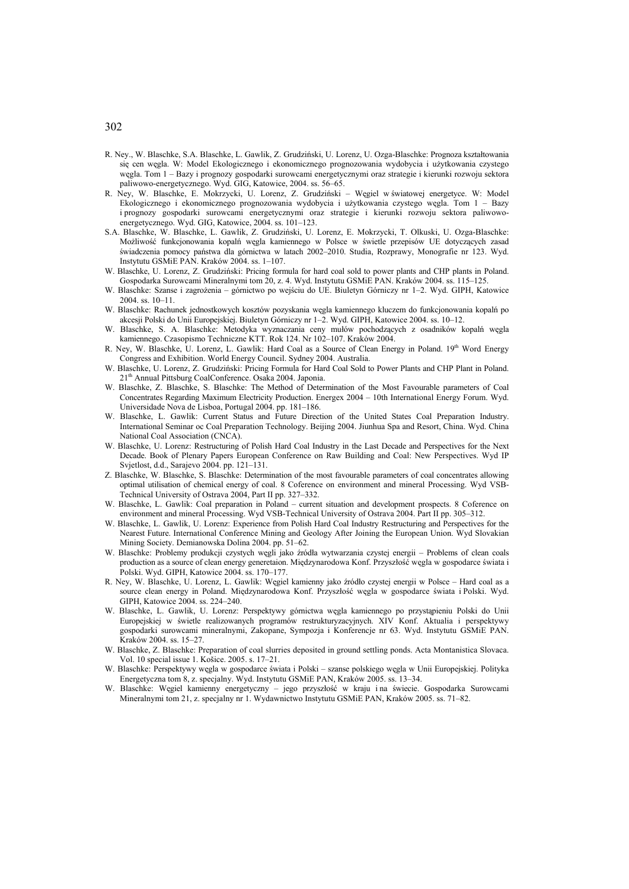R. Ney., W. Blaschke, S.A. Blaschke, L. Gawlik, Z. Grudziński, U. Lorenz, U. Ozga-Blaschke: Prognoza kształtowania się cen węgla. W: Model Ekologicznego i ekonomicznego prognozowania wydobycia i użytkowania czystego węgla. Tom 1 – Bazy i prognozy gospodarki surowcami energetycznymi oraz strategie i kierunki rozwoju sektora paliwowo-energetycznego. Wyd. GIG, Katowice, 2004. ss. 56–65.

R. Ney, W. Blaschke, E. Mokrzycki, U. Lorenz, Z. Grudziński – Węgiel w światowej energetyce. W: Model Ekologicznego i ekonomicznego prognozowania wydobycia i użytkowania czystego węgla. Tom 1 – Bazy i prognozy gospodarki surowcami energetycznymi oraz strategie i kierunki rozwoju sektora paliwowo-energetycznego. Wyd. GIG, Katowice, 2004. ss. 101–123.

S.A. Blaschke, W. Blaschke, L. Gawlik, Z. Grudziński, U. Lorenz, E. Mokrzycki, T. Olkuski, U. Ozga-Blaschke: Możliwość funkcjonowania kopalń węgla kamiennego w Polsce w świetle przepisów UE dotyczących zasad świadczenia pomocy państwa dla górnictwa w latach 2002–2010. Studia, Rozprawy, Monografie nr 123. Wyd. Instytutu GSMiE PAN. Kraków 2004. ss. 1–107.

W. Blaschke, U. Lorenz, Z. Grudziński: Pricing formula for hard coal sold to power plants and CHP plants in Poland. Gospodarka Surowcami Mineralnymi tom 20, z. 4. Wyd. Instytutu GSMiE PAN. Kraków 2004. ss. 115–125.

W. Blaschke: Szanse i zagrożenia – górnictwo po wejściu do UE. Biuletyn Górniczy nr 1–2. Wyd. GIPH, Katowice 2004. ss. 10–11.

W. Blaschke: Rachunek jednostkowych kosztów pozyskania węgla kamiennego kluczem do funkcjonowania kopalń po akcesji Polski do Unii Europejskiej. Biuletyn Górniczy nr 1–2. Wyd. GIPH, Katowice 2004. ss. 10–12.

W. Blaschke, S. A. Blaschke: Metodyka wyznaczania ceny mułów pochodzących z osadników kopalń węgla kamiennego. Czasopismo Techniczne KTT. Rok 124. Nr 102–107. Kraków 2004.

R. Ney, W. Blaschke, U. Lorenz, L. Gawlik: Hard Coal as a Source of Clean Energy in Poland. 19[th] Word Energy Congress and Exhibition. World Energy Council. Sydney 2004. Australia.

W. Blaschke, U. Lorenz, Z. Grudziński: Pricing Formula for Hard Coal Sold to Power Plants and CHP Plant in Poland. 21[th] Annual Pittsburg CoalConference. Osaka 2004. Japonia.

W. Blaschke, Z. Blaschke, S. Blaschke: The Method of Determination of the Most Favourable parameters of Coal Concentrates Regarding Maximum Electricity Production. Energex 2004 – 10th International Energy Forum. Wyd. Universidade Nova de Lisboa, Portugal 2004. pp. 181–186.

W. Blaschke, L. Gawlik: Current Status and Future Direction of the United States Coal Preparation Industry. International Seminar oc Coal Preparation Technology. Beijing 2004. Jiunhua Spa and Resort, China. Wyd. China National Coal Association (CNCA).

W. Blaschke, U. Lorenz: Restructuring of Polish Hard Coal Industry in the Last Decade and Perspectives for the Next Decade. Book of Plenary Papers European Conference on Raw Building and Coal: New Perspectives. Wyd IP Svjetlost, d.d., Sarajevo 2004. pp. 121–131.

Z. Blaschke, W. Blaschke, S. Blaschke: Determination of the most favourable parameters of coal concentrates allowing optimal utilisation of chemical energy of coal. 8 Coference on environment and mineral Processing. Wyd VSB-Technical University of Ostrava 2004, Part II pp. 327–332.

W. Blaschke, L. Gawlik: Coal preparation in Poland – current situation and development prospects. 8 Coference on environment and mineral Processing. Wyd VSB-Technical University of Ostrava 2004. Part II pp. 305–312.

W. Blaschke, L. Gawlik, U. Lorenz: Experience from Polish Hard Coal Industry Restructuring and Perspectives for the Nearest Future. International Conference Mining and Geology After Joining the European Union. Wyd Slovakian Mining Society. Demianowska Dolina 2004. pp. 51–62.

W. Blaschke: Problemy produkcji czystych węgli jako źródła wytwarzania czystej energii – Problems of clean coals production as a source of clean energy generetaion. Międzynarodowa Konf. Przyszłość węgla w gospodarce świata i Polski. Wyd. GIPH, Katowice 2004. ss. 170–177.

R. Ney, W. Blaschke, U. Lorenz, L. Gawlik: Węgiel kamienny jako źródło czystej energii w Polsce – Hard coal as a source clean energy in Poland. Międzynarodowa Konf. Przyszłość węgla w gospodarce świata i Polski. Wyd. GIPH, Katowice 2004. ss. 224–240.

W. Blaschke, L. Gawlik, U. Lorenz: Perspektywy górnictwa węgla kamiennego po przystąpieniu Polski do Unii Europejskiej w świetle realizowanych programów restrukturyzacyjnych. XIV Konf. Aktualia i perspektywy gospodarki surowcami mineralnymi, Zakopane, Sympozja i Konferencje nr 63. Wyd. Instytutu GSMiE PAN. Kraków 2004. ss. 15–27.

W. Blaschke, Z. Blaschke: Preparation of coal slurries deposited in ground settling ponds. Acta Montanistica Slovaca. Vol. 10 special issue 1. Košice. 2005. s. 17–21.

W. Blaschke: Perspektywy węgla w gospodarce świata i Polski – szanse polskiego węgla w Unii Europejskiej. Polityka Energetyczna tom 8, z. specjalny. Wyd. Instytutu GSMiE PAN, Kraków 2005. ss. 13–34.

W. Blaschke: Węgiel kamienny energetyczny – jego przyszłość w kraju i na świecie. Gospodarka Surowcami Mineralnymi tom 21, z. specjalny nr 1. Wydawnictwo Instytutu GSMiE PAN, Kraków 2005. ss. 71–82.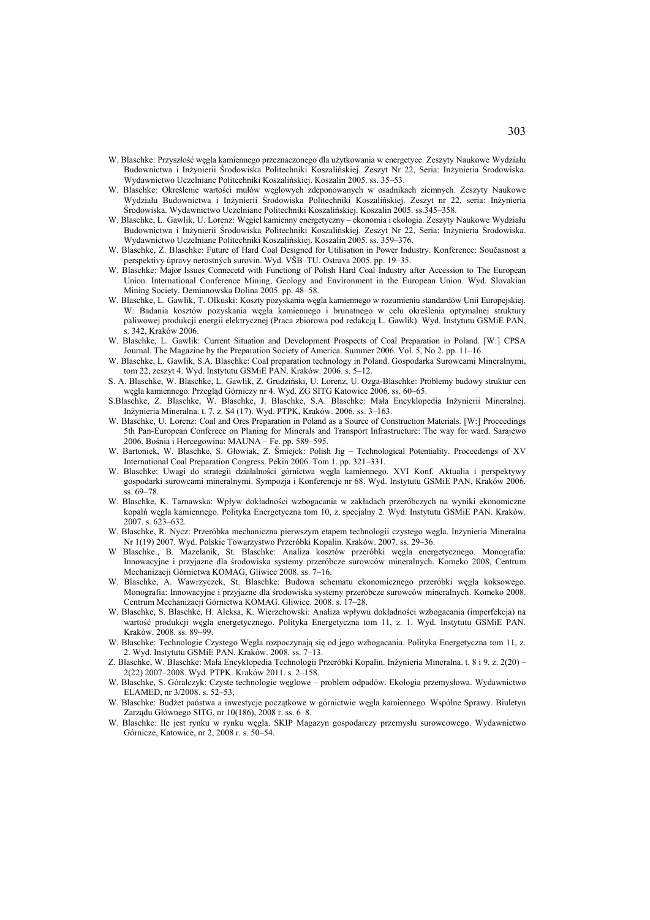- W. Blaschke: Przyszłość węgla kamiennego przeznaczonego dla użytkowania w energetyce. Zeszyty Naukowe Wydziału Budownictwa i Inżynierii Środowiska Politechniki Koszalińskiej. Zeszyt Nr 22, Seria: Inżynieria Środowiska. Wydawnictwo Uczelniane Politechniki Koszalińskiej. Koszalin 2005. ss. 35–53.
- W. Blaschke: Określenie wartości mułów węglowych zdeponowanych w osadnikach ziemnych. Zeszyty Naukowe Wydziału Budownictwa i Inżynierii Środowiska Politechniki Koszalińskiej. Zeszyt nr 22, seria: Inżynieria Środowiska. Wydawnictwo Uczelniane Politechniki Koszalińskiej. Koszalin 2005. ss.345–358.
- W. Blaschke, L. Gawlik, U. Lorenz: Węgiel kamienny energetyczny – ekonomia i ekologia. Zeszyty Naukowe Wydziału Budownictwa i Inżynierii Środowiska Politechniki Koszalińskiej. Zeszyt Nr 22, Seria: Inżynieria Środowiska. Wydawnictwo Uczelniane Politechniki Koszalińskiej. Koszalin 2005. ss. 359–376.
- W. Blaschke, Z. Blaschke: Future of Hard Coal Designed for Utilisation in Power Industry. Konference: Současnost a perspektivy úpravy nerostných surovin. Wyd. VŠB–TU. Ostrava 2005. pp. 19–35.
- W. Blaschke: Major Issues Connecetd with Functiong of Polish Hard Coal Industry after Accession to The European Union. International Conference Mining, Geology and Environment in the European Union. Wyd. Slovakian Mining Society. Demianowska Dolina 2005. pp. 48–58.
- W. Blaschke, L. Gawlik, T. Olkuski: Koszty pozyskania węgla kamiennego w rozumieniu standardów Unii Europejskiej. W: Badania kosztów pozyskania węgla kamiennego i brunatnego w celu określenia optymalnej struktury paliwowej produkcji energii elektrycznej (Praca zbiorowa pod redakcją L. Gawlik). Wyd. Instytutu GSMiE PAN, s. 342, Kraków 2006.
- W. Blaschke, L. Gawlik: Current Situation and Development Prospects of Coal Preparation in Poland. [W:] CPSA Journal. The Magazine by the Preparation Society of America. Summer 2006. Vol. 5, No 2. pp. 11–16.
- W. Blaschke, L. Gawlik, S.A. Blaschke: Coal preparation technology in Poland. Gospodarka Surowcami Mineralnymi, tom 22, zeszyt 4. Wyd. Instytutu GSMiE PAN. Kraków. 2006. s. 5–12.
- S. A. Blaschke, W. Blaschke, L. Gawlik, Z. Grudziński, U. Lorenz, U. Ozga-Blaschke: Problemy budowy struktur cen węgla kamiennego. Przegląd Górniczy nr 4. Wyd. ZG SITG Katowice 2006. ss. 60–65.
- S.Blaschke, Z. Blaschke, W. Blaschke, J. Blaschke, S.A. Blaschke: Mała Encyklopedia Inżynierii Mineralnej. Inżynieria Mineralna. t. 7. z. S4 (17). Wyd. PTPK, Kraków. 2006. ss. 3–163.
- W. Blaschke, U. Lorenz: Coal and Ores Preparation in Poland as a Source of Construction Materials. [W:] Proceedings 5th Pan-European Conferece on Planing for Minerals and Transport Infrastructure: The way for ward. Sarajewo 2006. Bośnia i Hercegowina: MAUNA – Fe. pp. 589–595.
- W. Bartoniek, W. Blaschke, S. Głowiak, Z. Śmiejek: Polish Jig – Technological Potentiality. Proceedengs of XV International Coal Preparation Congress. Pekin 2006. Tom 1. pp. 321–331.
- W. Blaschke: Uwagi do strategii działalności górnictwa węgla kamiennego. XVI Konf. Aktualia i perspektywy gospodarki surowcami mineralnymi. Sympozja i Konferencje nr 68. Wyd. Instytutu GSMiE PAN, Kraków 2006. ss. 69–78.
- W. Blaschke, K. Tarnawska: Wpływ dokładności wzbogacania w zakładach przeróbczych na wyniki ekonomiczne kopalń węgla kamiennego. Polityka Energetyczna tom 10, z. specjalny 2. Wyd. Instytutu GSMiE PAN. Kraków. 2007. s. 623–632.
- W. Blaschke, R. Nycz: Przeróbka mechaniczna pierwszym etapem technologii czystego węgla. Inżynieria Mineralna Nr 1(19) 2007. Wyd. Polskie Towarzystwo Przeróbki Kopalin. Kraków. 2007. ss. 29–36.
- W Blaschke., B. Mazelanik, St. Blaschke: Analiza kosztów przeróbki węgla energetycznego. Monografia: Innowacyjne i przyjazne dla środowiska systemy przeróbcze surowców mineralnych. Komeko 2008, Centrum Mechanizacji Górnictwa KOMAG, Gliwice 2008. ss. 7–16.
- W. Blaschke, A. Wawrzyczek, St. Blaschke: Budowa schematu ekonomicznego przeróbki węgla koksowego. Monografia: Innowacyjne i przyjazne dla środowiska systemy przeróbcze surowców mineralnych. Komeko 2008. Centrum Mechanizacji Górnictwa KOMAG. Gliwice. 2008. s. 17–28.
- W. Blaschke, S. Blaschke, H. Aleksa, K. Wierzchowski: Analiza wpływu dokładności wzbogacania (imperfekcja) na wartość produkcji węgla energetycznego. Polityka Energetyczna tom 11, z. 1. Wyd. Instytutu GSMiE PAN. Kraków. 2008. ss. 89–99.
- W. Blaschke: Technologie Czystego Węgla rozpoczynają się od jego wzbogacania. Polityka Energetyczna tom 11, z. 2. Wyd. Instytutu GSMiE PAN. Kraków. 2008. ss. 7–13.
- Z. Blaschke, W. Blaschke: Mała Encyklopedia Technologii Przeróbki Kopalin. Inżynieria Mineralna. t. 8 i 9. z. 2(20) – 2(22) 2007–2008. Wyd. PTPK. Kraków 2011. s. 2–158.
- W. Blaschke, S. Góralczyk: Czyste technologie węglowe – problem odpadów. Ekologia przemysłowa. Wydawnictwo ELAMED, nr 3/2008. s. 52–53,
- W. Blaschke: Budżet państwa a inwestycje początkowe w górnictwie węgla kamiennego. Wspólne Sprawy. Biuletyn Zarządu Głównego SITG, nr 10(186), 2008 r. ss. 6–8.
- W. Blaschke: Ile jest rynku w rynku węgla. SKIP Magazyn gospodarczy przemysłu surowcowego. Wydawnictwo Górnicze, Katowice, nr 2, 2008 r. s. 50–54.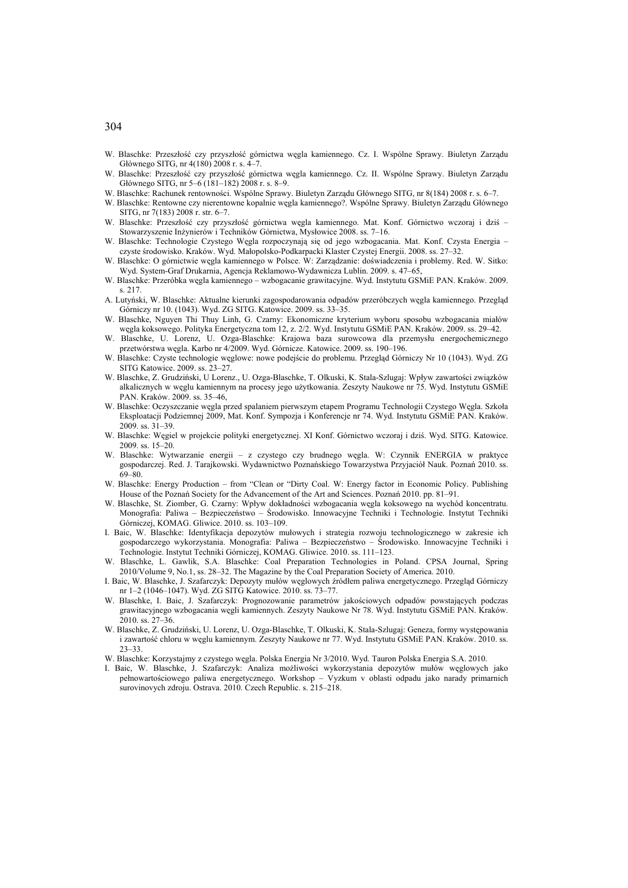W. Blaschke: Przeszłość czy przyszłość górnictwa węgla kamiennego. Cz. I. Wspólne Sprawy. Biuletyn Zarządu Głównego SITG, nr 4(180) 2008 r. s. 4–7.

W. Blaschke: Przeszłość czy przyszłość górnictwa węgla kamiennego. Cz. II. Wspólne Sprawy. Biuletyn Zarządu Głównego SITG, nr 5–6 (181–182) 2008 r. s. 8–9.

W. Blaschke: Rachunek rentowności. Wspólne Sprawy. Biuletyn Zarządu Głównego SITG, nr 8(184) 2008 r. s. 6–7.

W. Blaschke: Rentowne czy nierentowne kopalnie węgla kamiennego?. Wspólne Sprawy. Biuletyn Zarządu Głównego SITG, nr 7(183) 2008 r. str. 6–7.

W. Blaschke: Przeszłość czy przyszłość górnictwa węgla kamiennego. Mat. Konf. Górnictwo wczoraj i dziś – Stowarzyszenie Inżynierów i Techników Górnictwa, Mysłowice 2008. ss. 7–16.

W. Blaschke: Technologie Czystego Węgla rozpoczynają się od jego wzbogacania. Mat. Konf. Czysta Energia – czyste środowisko. Kraków. Wyd. Małopolsko-Podkarpacki Klaster Czystej Energii. 2008. ss. 27–32.

W. Blaschke: O górnictwie węgla kamiennego w Polsce. W: Zarządzanie: doświadczenia i problemy. Red. W. Sitko: Wyd. System-Graf Drukarnia, Agencja Reklamowo-Wydawnicza Lublin. 2009. s. 47–65,

W. Blaschke: Przeróbka węgla kamiennego – wzbogacanie grawitacyjne. Wyd. Instytutu GSMiE PAN. Kraków. 2009. s. 217.

A. Lutyński, W. Blaschke: Aktualne kierunki zagospodarowania odpadów przeróbczych węgla kamiennego. Przegląd Górniczy nr 10. (1043). Wyd. ZG SITG. Katowice. 2009. ss. 33–35.

W. Blaschke, Nguyen Thi Thuy Linh, G. Czarny: Ekonomiczne kryterium wyboru sposobu wzbogacania miałów węgla koksowego. Polityka Energetyczna tom 12, z. 2/2. Wyd. Instytutu GSMiE PAN. Kraków. 2009. ss. 29–42.

W. Blaschke, U. Lorenz, U. Ozga-Blaschke: Krajowa baza surowcowa dla przemysłu energochemicznego przetwórstwa węgla. Karbo nr 4/2009. Wyd. Górnicze. Katowice. 2009. ss. 190–196.

W. Blaschke: Czyste technologie węglowe: nowe podejście do problemu. Przegląd Górniczy Nr 10 (1043). Wyd. ZG SITG Katowice. 2009. ss. 23–27.

W. Blaschke, Z. Grudziński, U Lorenz., U. Ozga-Blaschke, T. Olkuski, K. Stala-Szlugaj: Wpływ zawartości związków alkalicznych w węglu kamiennym na procesy jego użytkowania. Zeszyty Naukowe nr 75. Wyd. Instytutu GSMiE PAN. Kraków. 2009. ss. 35–46,

W. Blaschke: Oczyszczanie węgla przed spalaniem pierwszym etapem Programu Technologii Czystego Węgla. Szkoła Eksploatacji Podziemnej 2009, Mat. Konf. Sympozja i Konferencje nr 74. Wyd. Instytutu GSMiE PAN. Kraków. 2009. ss. 31–39.

W. Blaschke: Węgiel w projekcie polityki energetycznej. XI Konf. Górnictwo wczoraj i dziś. Wyd. SITG. Katowice. 2009. ss. 15–20.

W. Blaschke: Wytwarzanie energii – z czystego czy brudnego węgla. W: Czynnik ENERGIA w praktyce gospodarczej. Red. J. Tarajkowski. Wydawnictwo Poznańskiego Towarzystwa Przyjaciół Nauk. Poznań 2010. ss. 69–80.

W. Blaschke: Energy Production – from "Clean or "Dirty Coal. W: Energy factor in Economic Policy. Publishing House of the Poznań Society for the Advancement of the Art and Sciences. Poznań 2010. pp. 81–91.

W. Blaschke, St. Ziomber, G. Czarny: Wpływ dokładności wzbogacania węgla koksowego na wychód koncentratu. Monografia: Paliwa – Bezpieczeństwo – Środowisko. Innowacyjne Techniki i Technologie. Instytut Techniki Górniczej, KOMAG. Gliwice. 2010. ss. 103–109.

I. Baic, W. Blaschke: Identyfikacja depozytów mułowych i strategia rozwoju technologicznego w zakresie ich gospodarczego wykorzystania. Monografia: Paliwa – Bezpieczeństwo – Środowisko. Innowacyjne Techniki i Technologie. Instytut Techniki Górniczej, KOMAG. Gliwice. 2010. ss. 111–123.

W. Blaschke, L. Gawlik, S.A. Blaschke: Coal Preparation Technologies in Poland. CPSA Journal, Spring 2010/Volume 9, No.1, ss. 28–32. The Magazine by the Coal Preparation Society of America. 2010.

I. Baic, W. Blaschke, J. Szafarczyk: Depozyty mułów węglowych źródłem paliwa energetycznego. Przegląd Górniczy nr 1–2 (1046–1047). Wyd. ZG SITG Katowice. 2010. ss. 73–77.

W. Blaschke, I. Baic, J. Szafarczyk: Prognozowanie parametrów jakościowych odpadów powstających podczas grawitacyjnego wzbogacania węgli kamiennych. Zeszyty Naukowe Nr 78. Wyd. Instytutu GSMiE PAN. Kraków. 2010. ss. 27–36.

W. Blaschke, Z. Grudziński, U. Lorenz, U. Ozga-Blaschke, T. Olkuski, K. Stala-Szlugaj: Geneza, formy występowania i zawartość chloru w węglu kamiennym. Zeszyty Naukowe nr 77. Wyd. Instytutu GSMiE PAN. Kraków. 2010. ss. 23–33.

W. Blaschke: Korzystajmy z czystego węgla. Polska Energia Nr 3/2010. Wyd. Tauron Polska Energia S.A. 2010.

I. Baic, W. Blaschke, J. Szafarczyk: Analiza możliwości wykorzystania depozytów mułów węglowych jako pełnowartościowego paliwa energetycznego. Workshop – Vyzkum v oblasti odpadu jako narady primarnich surovinovych zdroju. Ostrava. 2010. Czech Republic. s. 215–218.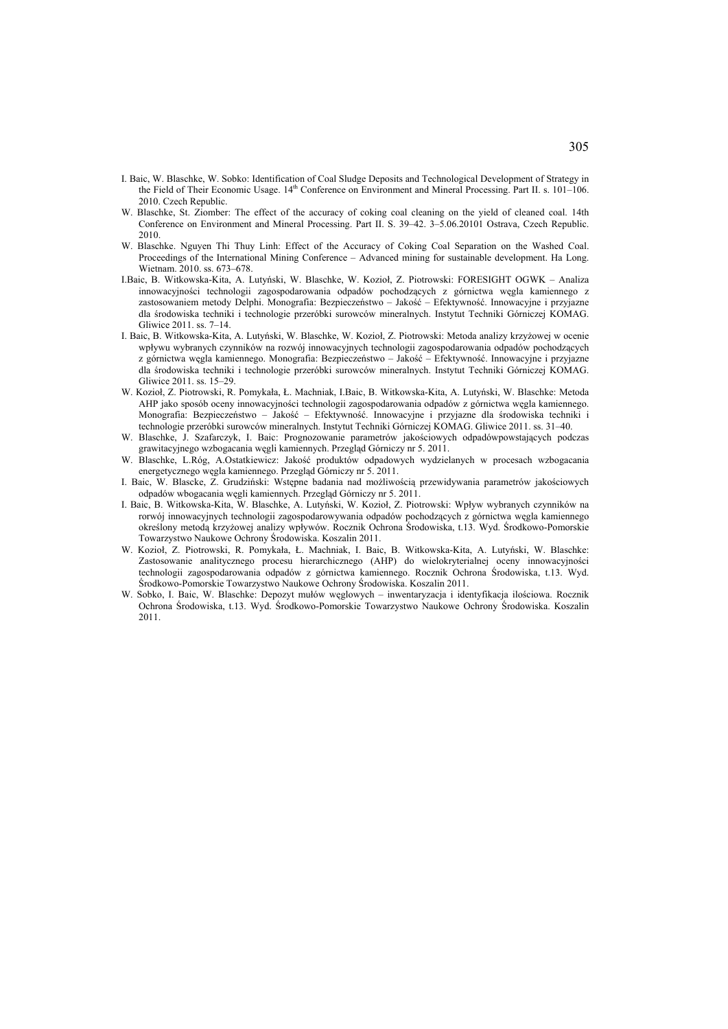I. Baic, W. Blaschke, W. Sobko: Identification of Coal Sludge Deposits and Technological Development of Strategy in the Field of Their Economic Usage. 14th Conference on Environment and Mineral Processing. Part II. s. 101–106. 2010. Czech Republic.

W. Blaschke, St. Ziomber: The effect of the accuracy of coking coal cleaning on the yield of cleaned coal. 14th Conference on Environment and Mineral Processing. Part II. S. 39–42. 3–5.06.20101 Ostrava, Czech Republic. 2010.

W. Blaschke. Nguyen Thi Thuy Linh: Effect of the Accuracy of Coking Coal Separation on the Washed Coal. Proceedings of the International Mining Conference – Advanced mining for sustainable development. Ha Long. Wietnam. 2010. ss. 673–678.

I.Baic, B. Witkowska-Kita, A. Lutyński, W. Blaschke, W. Kozioł, Z. Piotrowski: FORESIGHT OGWK – Analiza innowacyjności technologii zagospodarowania odpadów pochodzących z górnictwa węgla kamiennego z zastosowaniem metody Delphi. Monografia: Bezpieczeństwo – Jakość – Efektywność. Innowacyjne i przyjazne dla środowiska techniki i technologie przeróbki surowców mineralnych. Instytut Techniki Górniczej KOMAG. Gliwice 2011. ss. 7–14.

I. Baic, B. Witkowska-Kita, A. Lutyński, W. Blaschke, W. Kozioł, Z. Piotrowski: Metoda analizy krzyżowej w ocenie wpływu wybranych czynników na rozwój innowacyjnych technologii zagospodarowania odpadów pochodzących z górnictwa węgla kamiennego. Monografia: Bezpieczeństwo – Jakość – Efektywność. Innowacyjne i przyjazne dla środowiska techniki i technologie przeróbki surowców mineralnych. Instytut Techniki Górniczej KOMAG. Gliwice 2011. ss. 15–29.

W. Kozioł, Z. Piotrowski, R. Pomykała, Ł. Machniak, I.Baic, B. Witkowska-Kita, A. Lutyński, W. Blaschke: Metoda AHP jako sposób oceny innowacyjności technologii zagospodarowania odpadów z górnictwa węgla kamiennego. Monografia: Bezpieczeństwo – Jakość – Efektywność. Innowacyjne i przyjazne dla środowiska techniki i technologie przeróbki surowców mineralnych. Instytut Techniki Górniczej KOMAG. Gliwice 2011. ss. 31–40.

W. Blaschke, J. Szafarczyk, I. Baic: Prognozowanie parametrów jakościowych odpadówpowstających podczas grawitacyjnego wzbogacania węgli kamiennych. Przegląd Górniczy nr 5. 2011.

W. Blaschke, L.Róg, A.Ostatkiewicz: Jakość produktów odpadowych wydzielanych w procesach wzbogacania energetycznego węgla kamiennego. Przegląd Górniczy nr 5. 2011.

I. Baic, W. Blascke, Z. Grudziński: Wstępne badania nad możliwością przewidywania parametrów jakościowych odpadów wbogacania węgli kamiennych. Przegląd Górniczy nr 5. 2011.

I. Baic, B. Witkowska-Kita, W. Blaschke, A. Lutyński, W. Kozioł, Z. Piotrowski: Wpływ wybranych czynników na rorwój innowacyjnych technologii zagospodarowywania odpadów pochodzących z górnictwa węgla kamiennego określony metodą krzyżowej analizy wpływów. Rocznik Ochrona Środowiska, t.13. Wyd. Środkowo-Pomorskie Towarzystwo Naukowe Ochrony Środowiska. Koszalin 2011.

W. Kozioł, Z. Piotrowski, R. Pomykała, Ł. Machniak, I. Baic, B. Witkowska-Kita, A. Lutyński, W. Blaschke: Zastosowanie analitycznego procesu hierarchicznego (AHP) do wielokryterialnej oceny innowacyjności technologii zagospodarowania odpadów z górnictwa kamiennego. Rocznik Ochrona Środowiska, t.13. Wyd. Środkowo-Pomorskie Towarzystwo Naukowe Ochrony Środowiska. Koszalin 2011.

W. Sobko, I. Baic, W. Blaschke: Depozyt mułów węglowych – inwentaryzacja i identyfikacja ilościowa. Rocznik Ochrona Środowiska, t.13. Wyd. Środkowo-Pomorskie Towarzystwo Naukowe Ochrony Środowiska. Koszalin 2011.